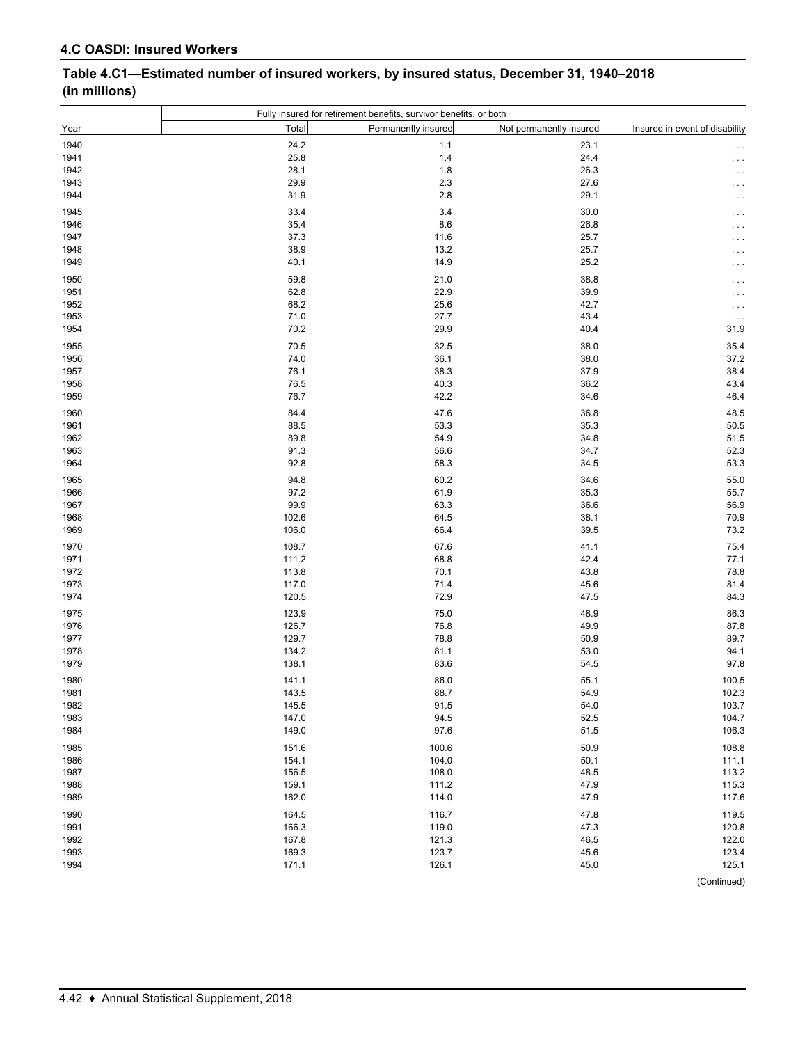## 4.C OASDI: Insured Workers

### Table 4.C1—Estimated number of insured workers, by insured status, December 31, 1940–2018 (in millions)

| Year | Fully insured for retirement benefits, survivor benefits, or both | | | Insured in event of disability |
|---|---|---|---|---|
| | Total | Permanently insured | Not permanently insured | |
| 1940 | 24.2 | 1.1 | 23.1 | . . . |
| 1941 | 25.8 | 1.4 | 24.4 | . . . |
| 1942 | 28.1 | 1.8 | 26.3 | . . . |
| 1943 | 29.9 | 2.3 | 27.6 | . . . |
| 1944 | 31.9 | 2.8 | 29.1 | . . . |
| 1945 | 33.4 | 3.4 | 30.0 | . . . |
| 1946 | 35.4 | 8.6 | 26.8 | . . . |
| 1947 | 37.3 | 11.6 | 25.7 | . . . |
| 1948 | 38.9 | 13.2 | 25.7 | . . . |
| 1949 | 40.1 | 14.9 | 25.2 | . . . |
| 1950 | 59.8 | 21.0 | 38.8 | . . . |
| 1951 | 62.8 | 22.9 | 39.9 | . . . |
| 1952 | 68.2 | 25.6 | 42.7 | . . . |
| 1953 | 71.0 | 27.7 | 43.4 | . . . |
| 1954 | 70.2 | 29.9 | 40.4 | 31.9 |
| 1955 | 70.5 | 32.5 | 38.0 | 35.4 |
| 1956 | 74.0 | 36.1 | 38.0 | 37.2 |
| 1957 | 76.1 | 38.3 | 37.9 | 38.4 |
| 1958 | 76.5 | 40.3 | 36.2 | 43.4 |
| 1959 | 76.7 | 42.2 | 34.6 | 46.4 |
| 1960 | 84.4 | 47.6 | 36.8 | 48.5 |
| 1961 | 88.5 | 53.3 | 35.3 | 50.5 |
| 1962 | 89.8 | 54.9 | 34.8 | 51.5 |
| 1963 | 91.3 | 56.6 | 34.7 | 52.3 |
| 1964 | 92.8 | 58.3 | 34.5 | 53.3 |
| 1965 | 94.8 | 60.2 | 34.6 | 55.0 |
| 1966 | 97.2 | 61.9 | 35.3 | 55.7 |
| 1967 | 99.9 | 63.3 | 36.6 | 56.9 |
| 1968 | 102.6 | 64.5 | 38.1 | 70.9 |
| 1969 | 106.0 | 66.4 | 39.5 | 73.2 |
| 1970 | 108.7 | 67.6 | 41.1 | 75.4 |
| 1971 | 111.2 | 68.8 | 42.4 | 77.1 |
| 1972 | 113.8 | 70.1 | 43.8 | 78.8 |
| 1973 | 117.0 | 71.4 | 45.6 | 81.4 |
| 1974 | 120.5 | 72.9 | 47.5 | 84.3 |
| 1975 | 123.9 | 75.0 | 48.9 | 86.3 |
| 1976 | 126.7 | 76.8 | 49.9 | 87.8 |
| 1977 | 129.7 | 78.8 | 50.9 | 89.7 |
| 1978 | 134.2 | 81.1 | 53.0 | 94.1 |
| 1979 | 138.1 | 83.6 | 54.5 | 97.8 |
| 1980 | 141.1 | 86.0 | 55.1 | 100.5 |
| 1981 | 143.5 | 88.7 | 54.9 | 102.3 |
| 1982 | 145.5 | 91.5 | 54.0 | 103.7 |
| 1983 | 147.0 | 94.5 | 52.5 | 104.7 |
| 1984 | 149.0 | 97.6 | 51.5 | 106.3 |
| 1985 | 151.6 | 100.6 | 50.9 | 108.8 |
| 1986 | 154.1 | 104.0 | 50.1 | 111.1 |
| 1987 | 156.5 | 108.0 | 48.5 | 113.2 |
| 1988 | 159.1 | 111.2 | 47.9 | 115.3 |
| 1989 | 162.0 | 114.0 | 47.9 | 117.6 |
| 1990 | 164.5 | 116.7 | 47.8 | 119.5 |
| 1991 | 166.3 | 119.0 | 47.3 | 120.8 |
| 1992 | 167.8 | 121.3 | 46.5 | 122.0 |
| 1993 | 169.3 | 123.7 | 45.6 | 123.4 |
| 1994 | 171.1 | 126.1 | 45.0 | 125.1 |

(Continued)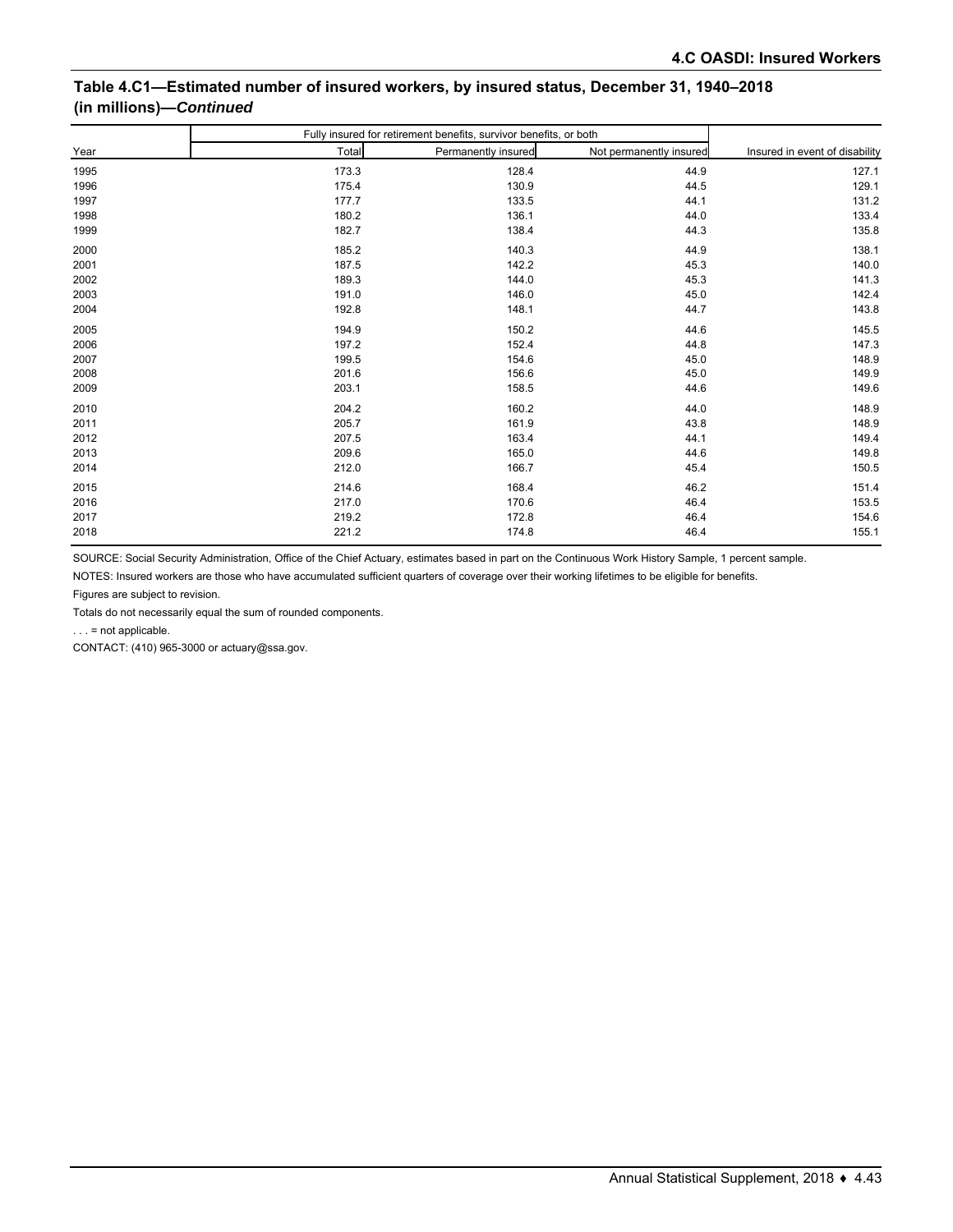## Table 4.C1—Estimated number of insured workers, by insured status, December 31, 1940–2018 (in millions)—*Continued*

| Year | Fully insured for retirement benefits, survivor benefits, or both | | | Insured in event of disability |
|---|---|---|---|---|
| | Total | Permanently insured | Not permanently insured | |
| 1995 | 173.3 | 128.4 | 44.9 | 127.1 |
| 1996 | 175.4 | 130.9 | 44.5 | 129.1 |
| 1997 | 177.7 | 133.5 | 44.1 | 131.2 |
| 1998 | 180.2 | 136.1 | 44.0 | 133.4 |
| 1999 | 182.7 | 138.4 | 44.3 | 135.8 |
| 2000 | 185.2 | 140.3 | 44.9 | 138.1 |
| 2001 | 187.5 | 142.2 | 45.3 | 140.0 |
| 2002 | 189.3 | 144.0 | 45.3 | 141.3 |
| 2003 | 191.0 | 146.0 | 45.0 | 142.4 |
| 2004 | 192.8 | 148.1 | 44.7 | 143.8 |
| 2005 | 194.9 | 150.2 | 44.6 | 145.5 |
| 2006 | 197.2 | 152.4 | 44.8 | 147.3 |
| 2007 | 199.5 | 154.6 | 45.0 | 148.9 |
| 2008 | 201.6 | 156.6 | 45.0 | 149.9 |
| 2009 | 203.1 | 158.5 | 44.6 | 149.6 |
| 2010 | 204.2 | 160.2 | 44.0 | 148.9 |
| 2011 | 205.7 | 161.9 | 43.8 | 148.9 |
| 2012 | 207.5 | 163.4 | 44.1 | 149.4 |
| 2013 | 209.6 | 165.0 | 44.6 | 149.8 |
| 2014 | 212.0 | 166.7 | 45.4 | 150.5 |
| 2015 | 214.6 | 168.4 | 46.2 | 151.4 |
| 2016 | 217.0 | 170.6 | 46.4 | 153.5 |
| 2017 | 219.2 | 172.8 | 46.4 | 154.6 |
| 2018 | 221.2 | 174.8 | 46.4 | 155.1 |

SOURCE: Social Security Administration, Office of the Chief Actuary, estimates based in part on the Continuous Work History Sample, 1 percent sample.

NOTES: Insured workers are those who have accumulated sufficient quarters of coverage over their working lifetimes to be eligible for benefits.

Figures are subject to revision.

Totals do not necessarily equal the sum of rounded components.

. . . = not applicable.

CONTACT: (410) 965-3000 or actuary@ssa.gov.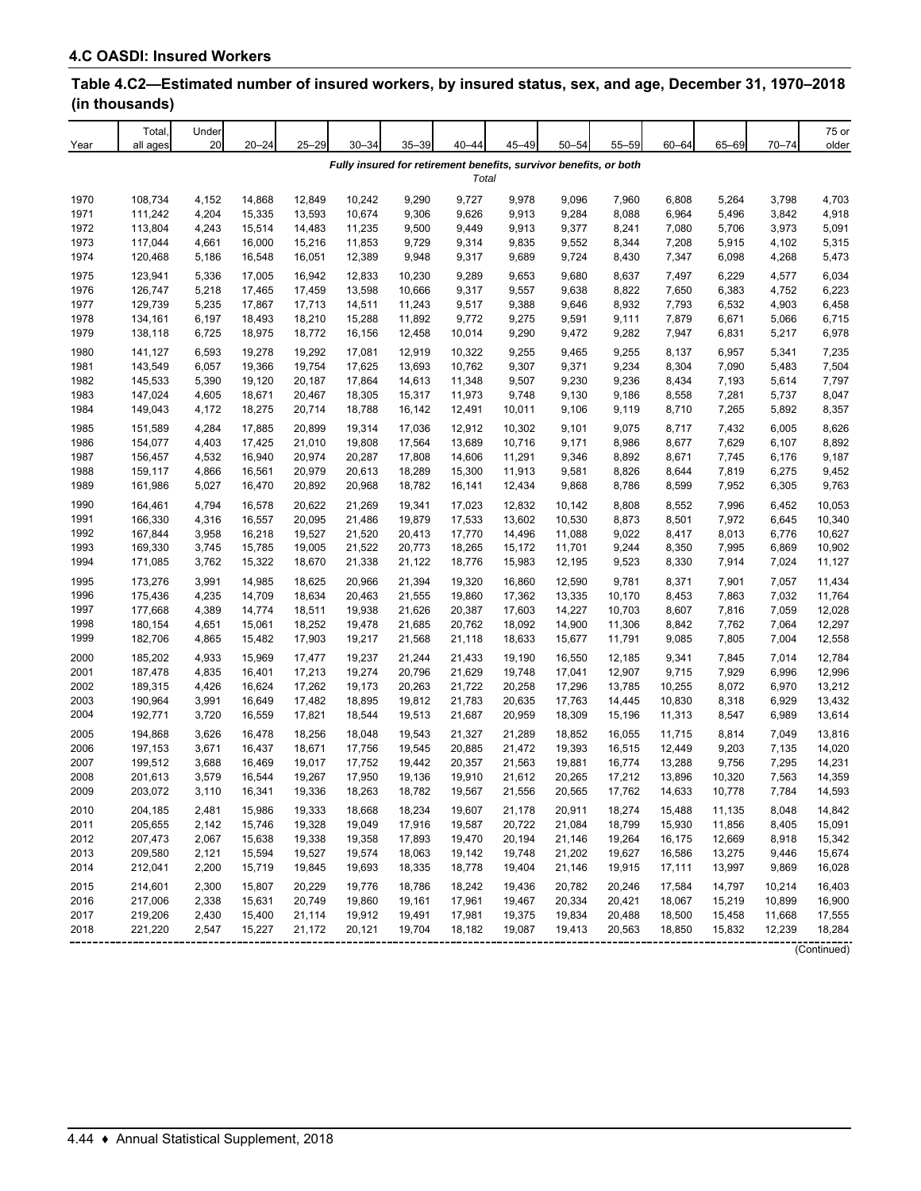## 4.C OASDI: Insured Workers

### Table 4.C2—Estimated number of insured workers, by insured status, sex, and age, December 31, 1970–2018 (in thousands)

| Year | Total, all ages | Under 20 | 20–24 | 25–29 | 30–34 | 35–39 | 40–44 | 45–49 | 50–54 | 55–59 | 60–64 | 65–69 | 70–74 | 75 or older |
|---|---|---|---|---|---|---|---|---|---|---|---|---|---|---|
| | *Fully insured for retirement benefits, survivor benefits, or both* | | | | | | | | | | | | | |
| | *Total* | | | | | | | | | | | | | |
| 1970 | 108,734 | 4,152 | 14,868 | 12,849 | 10,242 | 9,290 | 9,727 | 9,978 | 9,096 | 7,960 | 6,808 | 5,264 | 3,798 | 4,703 |
| 1971 | 111,242 | 4,204 | 15,335 | 13,593 | 10,674 | 9,306 | 9,626 | 9,913 | 9,284 | 8,088 | 6,964 | 5,496 | 3,842 | 4,918 |
| 1972 | 113,804 | 4,243 | 15,514 | 14,483 | 11,235 | 9,500 | 9,449 | 9,913 | 9,377 | 8,241 | 7,080 | 5,706 | 3,973 | 5,091 |
| 1973 | 117,044 | 4,661 | 16,000 | 15,216 | 11,853 | 9,729 | 9,314 | 9,835 | 9,552 | 8,344 | 7,208 | 5,915 | 4,102 | 5,315 |
| 1974 | 120,468 | 5,186 | 16,548 | 16,051 | 12,389 | 9,948 | 9,317 | 9,689 | 9,724 | 8,430 | 7,347 | 6,098 | 4,268 | 5,473 |
| 1975 | 123,941 | 5,336 | 17,005 | 16,942 | 12,833 | 10,230 | 9,289 | 9,653 | 9,680 | 8,637 | 7,497 | 6,229 | 4,577 | 6,034 |
| 1976 | 126,747 | 5,218 | 17,465 | 17,459 | 13,598 | 10,666 | 9,317 | 9,557 | 9,638 | 8,822 | 7,650 | 6,383 | 4,752 | 6,223 |
| 1977 | 129,739 | 5,235 | 17,867 | 17,713 | 14,511 | 11,243 | 9,517 | 9,388 | 9,646 | 8,932 | 7,793 | 6,532 | 4,903 | 6,458 |
| 1978 | 134,161 | 6,197 | 18,493 | 18,210 | 15,288 | 11,892 | 9,772 | 9,275 | 9,591 | 9,111 | 7,879 | 6,671 | 5,066 | 6,715 |
| 1979 | 138,118 | 6,725 | 18,975 | 18,772 | 16,156 | 12,458 | 10,014 | 9,290 | 9,472 | 9,282 | 7,947 | 6,831 | 5,217 | 6,978 |
| 1980 | 141,127 | 6,593 | 19,278 | 19,292 | 17,081 | 12,919 | 10,322 | 9,255 | 9,465 | 9,255 | 8,137 | 6,957 | 5,341 | 7,235 |
| 1981 | 143,549 | 6,057 | 19,366 | 19,754 | 17,625 | 13,693 | 10,762 | 9,307 | 9,371 | 9,234 | 8,304 | 7,090 | 5,483 | 7,504 |
| 1982 | 145,533 | 5,390 | 19,120 | 20,187 | 17,864 | 14,613 | 11,348 | 9,507 | 9,230 | 9,236 | 8,434 | 7,193 | 5,614 | 7,797 |
| 1983 | 147,024 | 4,605 | 18,671 | 20,467 | 18,305 | 15,317 | 11,973 | 9,748 | 9,130 | 9,186 | 8,558 | 7,281 | 5,737 | 8,047 |
| 1984 | 149,043 | 4,172 | 18,275 | 20,714 | 18,788 | 16,142 | 12,491 | 10,011 | 9,106 | 9,119 | 8,710 | 7,265 | 5,892 | 8,357 |
| 1985 | 151,589 | 4,284 | 17,885 | 20,899 | 19,314 | 17,036 | 12,912 | 10,302 | 9,101 | 9,075 | 8,717 | 7,432 | 6,005 | 8,626 |
| 1986 | 154,077 | 4,403 | 17,425 | 21,010 | 19,808 | 17,564 | 13,689 | 10,716 | 9,171 | 8,986 | 8,677 | 7,629 | 6,107 | 8,892 |
| 1987 | 156,457 | 4,532 | 16,940 | 20,974 | 20,287 | 17,808 | 14,606 | 11,291 | 9,346 | 8,892 | 8,671 | 7,745 | 6,176 | 9,187 |
| 1988 | 159,117 | 4,866 | 16,561 | 20,979 | 20,613 | 18,289 | 15,300 | 11,913 | 9,581 | 8,826 | 8,644 | 7,819 | 6,275 | 9,452 |
| 1989 | 161,986 | 5,027 | 16,470 | 20,892 | 20,968 | 18,782 | 16,141 | 12,434 | 9,868 | 8,786 | 8,599 | 7,952 | 6,305 | 9,763 |
| 1990 | 164,461 | 4,794 | 16,578 | 20,622 | 21,269 | 19,341 | 17,023 | 12,832 | 10,142 | 8,808 | 8,552 | 7,996 | 6,452 | 10,053 |
| 1991 | 166,330 | 4,316 | 16,557 | 20,095 | 21,486 | 19,879 | 17,533 | 13,602 | 10,530 | 8,873 | 8,501 | 7,972 | 6,645 | 10,340 |
| 1992 | 167,844 | 3,958 | 16,218 | 19,527 | 21,520 | 20,413 | 17,770 | 14,496 | 11,088 | 9,022 | 8,417 | 8,013 | 6,776 | 10,627 |
| 1993 | 169,330 | 3,745 | 15,785 | 19,005 | 21,522 | 20,773 | 18,265 | 15,172 | 11,701 | 9,244 | 8,350 | 7,995 | 6,869 | 10,902 |
| 1994 | 171,085 | 3,762 | 15,322 | 18,670 | 21,338 | 21,122 | 18,776 | 15,983 | 12,195 | 9,523 | 8,330 | 7,914 | 7,024 | 11,127 |
| 1995 | 173,276 | 3,991 | 14,985 | 18,625 | 20,966 | 21,394 | 19,320 | 16,860 | 12,590 | 9,781 | 8,371 | 7,901 | 7,057 | 11,434 |
| 1996 | 175,436 | 4,235 | 14,709 | 18,634 | 20,463 | 21,555 | 19,860 | 17,362 | 13,335 | 10,170 | 8,453 | 7,863 | 7,032 | 11,764 |
| 1997 | 177,668 | 4,389 | 14,774 | 18,511 | 19,938 | 21,626 | 20,387 | 17,603 | 14,227 | 10,703 | 8,607 | 7,816 | 7,059 | 12,028 |
| 1998 | 180,154 | 4,651 | 15,061 | 18,252 | 19,478 | 21,685 | 20,762 | 18,092 | 14,900 | 11,306 | 8,842 | 7,762 | 7,064 | 12,297 |
| 1999 | 182,706 | 4,865 | 15,482 | 17,903 | 19,217 | 21,568 | 21,118 | 18,633 | 15,677 | 11,791 | 9,085 | 7,805 | 7,004 | 12,558 |
| 2000 | 185,202 | 4,933 | 15,969 | 17,477 | 19,237 | 21,244 | 21,433 | 19,190 | 16,550 | 12,185 | 9,341 | 7,845 | 7,014 | 12,784 |
| 2001 | 187,478 | 4,835 | 16,401 | 17,213 | 19,274 | 20,796 | 21,629 | 19,748 | 17,041 | 12,907 | 9,715 | 7,929 | 6,996 | 12,996 |
| 2002 | 189,315 | 4,426 | 16,624 | 17,262 | 19,173 | 20,263 | 21,722 | 20,258 | 17,296 | 13,785 | 10,255 | 8,072 | 6,970 | 13,212 |
| 2003 | 190,964 | 3,991 | 16,649 | 17,482 | 18,895 | 19,812 | 21,783 | 20,635 | 17,763 | 14,445 | 10,830 | 8,318 | 6,929 | 13,432 |
| 2004 | 192,771 | 3,720 | 16,559 | 17,821 | 18,544 | 19,513 | 21,687 | 20,959 | 18,309 | 15,196 | 11,313 | 8,547 | 6,989 | 13,614 |
| 2005 | 194,868 | 3,626 | 16,478 | 18,256 | 18,048 | 19,543 | 21,327 | 21,289 | 18,852 | 16,055 | 11,715 | 8,814 | 7,049 | 13,816 |
| 2006 | 197,153 | 3,671 | 16,437 | 18,671 | 17,756 | 19,545 | 20,885 | 21,472 | 19,393 | 16,515 | 12,449 | 9,203 | 7,135 | 14,020 |
| 2007 | 199,512 | 3,688 | 16,469 | 19,017 | 17,752 | 19,442 | 20,357 | 21,563 | 19,881 | 16,774 | 13,288 | 9,756 | 7,295 | 14,231 |
| 2008 | 201,613 | 3,579 | 16,544 | 19,267 | 17,950 | 19,136 | 19,910 | 21,612 | 20,265 | 17,212 | 13,896 | 10,320 | 7,563 | 14,359 |
| 2009 | 203,072 | 3,110 | 16,341 | 19,336 | 18,263 | 18,782 | 19,567 | 21,556 | 20,565 | 17,762 | 14,633 | 10,778 | 7,784 | 14,593 |
| 2010 | 204,185 | 2,481 | 15,986 | 19,333 | 18,668 | 18,234 | 19,607 | 21,178 | 20,911 | 18,274 | 15,488 | 11,135 | 8,048 | 14,842 |
| 2011 | 205,655 | 2,142 | 15,746 | 19,328 | 19,049 | 17,916 | 19,587 | 20,722 | 21,084 | 18,799 | 15,930 | 11,856 | 8,405 | 15,091 |
| 2012 | 207,473 | 2,067 | 15,638 | 19,338 | 19,358 | 17,893 | 19,470 | 20,194 | 21,146 | 19,264 | 16,175 | 12,669 | 8,918 | 15,342 |
| 2013 | 209,580 | 2,121 | 15,594 | 19,527 | 19,574 | 18,063 | 19,142 | 19,748 | 21,202 | 19,627 | 16,586 | 13,275 | 9,446 | 15,674 |
| 2014 | 212,041 | 2,200 | 15,719 | 19,845 | 19,693 | 18,335 | 18,778 | 19,404 | 21,146 | 19,915 | 17,111 | 13,997 | 9,869 | 16,028 |
| 2015 | 214,601 | 2,300 | 15,807 | 20,229 | 19,776 | 18,786 | 18,242 | 19,436 | 20,782 | 20,246 | 17,584 | 14,797 | 10,214 | 16,403 |
| 2016 | 217,006 | 2,338 | 15,631 | 20,749 | 19,860 | 19,161 | 17,961 | 19,467 | 20,334 | 20,421 | 18,067 | 15,219 | 10,899 | 16,900 |
| 2017 | 219,206 | 2,430 | 15,400 | 21,114 | 19,912 | 19,491 | 17,981 | 19,375 | 19,834 | 20,488 | 18,500 | 15,458 | 11,668 | 17,555 |
| 2018 | 221,220 | 2,547 | 15,227 | 21,172 | 20,121 | 19,704 | 18,182 | 19,087 | 19,413 | 20,563 | 18,850 | 15,832 | 12,239 | 18,284 |

(Continued)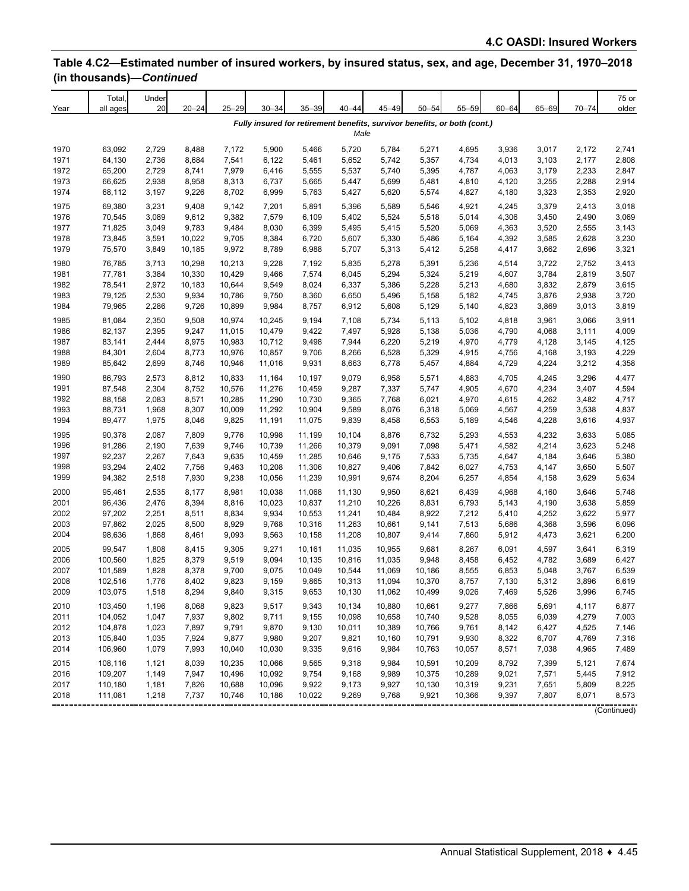## Table 4.C2—Estimated number of insured workers, by insured status, sex, and age, December 31, 1970–2018 (in thousands)—*Continued*

| Year | Total, all ages | Under 20 | 20–24 | 25–29 | 30–34 | 35–39 | 40–44 | 45–49 | 50–54 | 55–59 | 60–64 | 65–69 | 70–74 | 75 or older |
|---|---|---|---|---|---|---|---|---|---|---|---|---|---|---|
| | | | | | | | *Fully insured for retirement benefits, survivor benefits, or both (cont.)* | | | | | | | |
| | | | | | | | *Male* | | | | | | | |
| 1970 | 63,092 | 2,729 | 8,488 | 7,172 | 5,900 | 5,466 | 5,720 | 5,784 | 5,271 | 4,695 | 3,936 | 3,017 | 2,172 | 2,741 |
| 1971 | 64,130 | 2,736 | 8,684 | 7,541 | 6,122 | 5,461 | 5,652 | 5,742 | 5,357 | 4,734 | 4,013 | 3,103 | 2,177 | 2,808 |
| 1972 | 65,200 | 2,729 | 8,741 | 7,979 | 6,416 | 5,555 | 5,537 | 5,740 | 5,395 | 4,787 | 4,063 | 3,179 | 2,233 | 2,847 |
| 1973 | 66,625 | 2,938 | 8,958 | 8,313 | 6,737 | 5,665 | 5,447 | 5,699 | 5,481 | 4,810 | 4,120 | 3,255 | 2,288 | 2,914 |
| 1974 | 68,112 | 3,197 | 9,226 | 8,702 | 6,999 | 5,763 | 5,427 | 5,620 | 5,574 | 4,827 | 4,180 | 3,323 | 2,353 | 2,920 |
| 1975 | 69,380 | 3,231 | 9,408 | 9,142 | 7,201 | 5,891 | 5,396 | 5,589 | 5,546 | 4,921 | 4,245 | 3,379 | 2,413 | 3,018 |
| 1976 | 70,545 | 3,089 | 9,612 | 9,382 | 7,579 | 6,109 | 5,402 | 5,524 | 5,518 | 5,014 | 4,306 | 3,450 | 2,490 | 3,069 |
| 1977 | 71,825 | 3,049 | 9,783 | 9,484 | 8,030 | 6,399 | 5,495 | 5,415 | 5,520 | 5,069 | 4,363 | 3,520 | 2,555 | 3,143 |
| 1978 | 73,845 | 3,591 | 10,022 | 9,705 | 8,384 | 6,720 | 5,607 | 5,330 | 5,486 | 5,164 | 4,392 | 3,585 | 2,628 | 3,230 |
| 1979 | 75,570 | 3,849 | 10,185 | 9,972 | 8,789 | 6,988 | 5,707 | 5,313 | 5,412 | 5,258 | 4,417 | 3,662 | 2,696 | 3,321 |
| 1980 | 76,785 | 3,713 | 10,298 | 10,213 | 9,228 | 7,192 | 5,835 | 5,278 | 5,391 | 5,236 | 4,514 | 3,722 | 2,752 | 3,413 |
| 1981 | 77,781 | 3,384 | 10,330 | 10,429 | 9,466 | 7,574 | 6,045 | 5,294 | 5,324 | 5,219 | 4,607 | 3,784 | 2,819 | 3,507 |
| 1982 | 78,541 | 2,972 | 10,183 | 10,644 | 9,549 | 8,024 | 6,337 | 5,386 | 5,228 | 5,213 | 4,680 | 3,832 | 2,879 | 3,615 |
| 1983 | 79,125 | 2,530 | 9,934 | 10,786 | 9,750 | 8,360 | 6,650 | 5,496 | 5,158 | 5,182 | 4,745 | 3,876 | 2,938 | 3,720 |
| 1984 | 79,965 | 2,286 | 9,726 | 10,899 | 9,984 | 8,757 | 6,912 | 5,608 | 5,129 | 5,140 | 4,823 | 3,869 | 3,013 | 3,819 |
| 1985 | 81,084 | 2,350 | 9,508 | 10,974 | 10,245 | 9,194 | 7,108 | 5,734 | 5,113 | 5,102 | 4,818 | 3,961 | 3,066 | 3,911 |
| 1986 | 82,137 | 2,395 | 9,247 | 11,015 | 10,479 | 9,422 | 7,497 | 5,928 | 5,138 | 5,036 | 4,790 | 4,068 | 3,111 | 4,009 |
| 1987 | 83,141 | 2,444 | 8,975 | 10,983 | 10,712 | 9,498 | 7,944 | 6,220 | 5,219 | 4,970 | 4,779 | 4,128 | 3,145 | 4,125 |
| 1988 | 84,301 | 2,604 | 8,773 | 10,976 | 10,857 | 9,706 | 8,266 | 6,528 | 5,329 | 4,915 | 4,756 | 4,168 | 3,193 | 4,229 |
| 1989 | 85,642 | 2,699 | 8,746 | 10,946 | 11,016 | 9,931 | 8,663 | 6,778 | 5,457 | 4,884 | 4,729 | 4,224 | 3,212 | 4,358 |
| 1990 | 86,793 | 2,573 | 8,812 | 10,833 | 11,164 | 10,197 | 9,079 | 6,958 | 5,571 | 4,883 | 4,705 | 4,245 | 3,296 | 4,477 |
| 1991 | 87,548 | 2,304 | 8,752 | 10,576 | 11,276 | 10,459 | 9,287 | 7,337 | 5,747 | 4,905 | 4,670 | 4,234 | 3,407 | 4,594 |
| 1992 | 88,158 | 2,083 | 8,571 | 10,285 | 11,290 | 10,730 | 9,365 | 7,768 | 6,021 | 4,970 | 4,615 | 4,262 | 3,482 | 4,717 |
| 1993 | 88,731 | 1,968 | 8,307 | 10,009 | 11,292 | 10,904 | 9,589 | 8,076 | 6,318 | 5,069 | 4,567 | 4,259 | 3,538 | 4,837 |
| 1994 | 89,477 | 1,975 | 8,046 | 9,825 | 11,191 | 11,075 | 9,839 | 8,458 | 6,553 | 5,189 | 4,546 | 4,228 | 3,616 | 4,937 |
| 1995 | 90,378 | 2,087 | 7,809 | 9,776 | 10,998 | 11,199 | 10,104 | 8,876 | 6,732 | 5,293 | 4,553 | 4,232 | 3,633 | 5,085 |
| 1996 | 91,286 | 2,190 | 7,639 | 9,746 | 10,739 | 11,266 | 10,379 | 9,091 | 7,098 | 5,471 | 4,582 | 4,214 | 3,623 | 5,248 |
| 1997 | 92,237 | 2,267 | 7,643 | 9,635 | 10,459 | 11,285 | 10,646 | 9,175 | 7,533 | 5,735 | 4,647 | 4,184 | 3,646 | 5,380 |
| 1998 | 93,294 | 2,402 | 7,756 | 9,463 | 10,208 | 11,306 | 10,827 | 9,406 | 7,842 | 6,027 | 4,753 | 4,147 | 3,650 | 5,507 |
| 1999 | 94,382 | 2,518 | 7,930 | 9,238 | 10,056 | 11,239 | 10,991 | 9,674 | 8,204 | 6,257 | 4,854 | 4,158 | 3,629 | 5,634 |
| 2000 | 95,461 | 2,535 | 8,177 | 8,981 | 10,038 | 11,068 | 11,130 | 9,950 | 8,621 | 6,439 | 4,968 | 4,160 | 3,646 | 5,748 |
| 2001 | 96,436 | 2,476 | 8,394 | 8,816 | 10,023 | 10,837 | 11,210 | 10,226 | 8,831 | 6,793 | 5,143 | 4,190 | 3,638 | 5,859 |
| 2002 | 97,202 | 2,251 | 8,511 | 8,834 | 9,934 | 10,553 | 11,241 | 10,484 | 8,922 | 7,212 | 5,410 | 4,252 | 3,622 | 5,977 |
| 2003 | 97,862 | 2,025 | 8,500 | 8,929 | 9,768 | 10,316 | 11,263 | 10,661 | 9,141 | 7,513 | 5,686 | 4,368 | 3,596 | 6,096 |
| 2004 | 98,636 | 1,868 | 8,461 | 9,093 | 9,563 | 10,158 | 11,208 | 10,807 | 9,414 | 7,860 | 5,912 | 4,473 | 3,621 | 6,200 |
| 2005 | 99,547 | 1,808 | 8,415 | 9,305 | 9,271 | 10,161 | 11,035 | 10,955 | 9,681 | 8,267 | 6,091 | 4,597 | 3,641 | 6,319 |
| 2006 | 100,560 | 1,825 | 8,379 | 9,519 | 9,094 | 10,135 | 10,816 | 11,035 | 9,948 | 8,458 | 6,452 | 4,782 | 3,689 | 6,427 |
| 2007 | 101,589 | 1,828 | 8,378 | 9,700 | 9,075 | 10,049 | 10,544 | 11,069 | 10,186 | 8,555 | 6,853 | 5,048 | 3,767 | 6,539 |
| 2008 | 102,516 | 1,776 | 8,402 | 9,823 | 9,159 | 9,865 | 10,313 | 11,094 | 10,370 | 8,757 | 7,130 | 5,312 | 3,896 | 6,619 |
| 2009 | 103,075 | 1,518 | 8,294 | 9,840 | 9,315 | 9,653 | 10,130 | 11,062 | 10,499 | 9,026 | 7,469 | 5,526 | 3,996 | 6,745 |
| 2010 | 103,450 | 1,196 | 8,068 | 9,823 | 9,517 | 9,343 | 10,134 | 10,880 | 10,661 | 9,277 | 7,866 | 5,691 | 4,117 | 6,877 |
| 2011 | 104,052 | 1,047 | 7,937 | 9,802 | 9,711 | 9,155 | 10,098 | 10,658 | 10,740 | 9,528 | 8,055 | 6,039 | 4,279 | 7,003 |
| 2012 | 104,878 | 1,023 | 7,897 | 9,791 | 9,870 | 9,130 | 10,011 | 10,389 | 10,766 | 9,761 | 8,142 | 6,427 | 4,525 | 7,146 |
| 2013 | 105,840 | 1,035 | 7,924 | 9,877 | 9,980 | 9,207 | 9,821 | 10,160 | 10,791 | 9,930 | 8,322 | 6,707 | 4,769 | 7,316 |
| 2014 | 106,960 | 1,079 | 7,993 | 10,040 | 10,030 | 9,335 | 9,616 | 9,984 | 10,763 | 10,057 | 8,571 | 7,038 | 4,965 | 7,489 |
| 2015 | 108,116 | 1,121 | 8,039 | 10,235 | 10,066 | 9,565 | 9,318 | 9,984 | 10,591 | 10,209 | 8,792 | 7,399 | 5,121 | 7,674 |
| 2016 | 109,207 | 1,149 | 7,947 | 10,496 | 10,092 | 9,754 | 9,168 | 9,989 | 10,375 | 10,289 | 9,021 | 7,571 | 5,445 | 7,912 |
| 2017 | 110,180 | 1,181 | 7,826 | 10,688 | 10,096 | 9,922 | 9,173 | 9,927 | 10,130 | 10,319 | 9,231 | 7,651 | 5,809 | 8,225 |
| 2018 | 111,081 | 1,218 | 7,737 | 10,746 | 10,186 | 10,022 | 9,269 | 9,768 | 9,921 | 10,366 | 9,397 | 7,807 | 6,071 | 8,573 |

(Continued)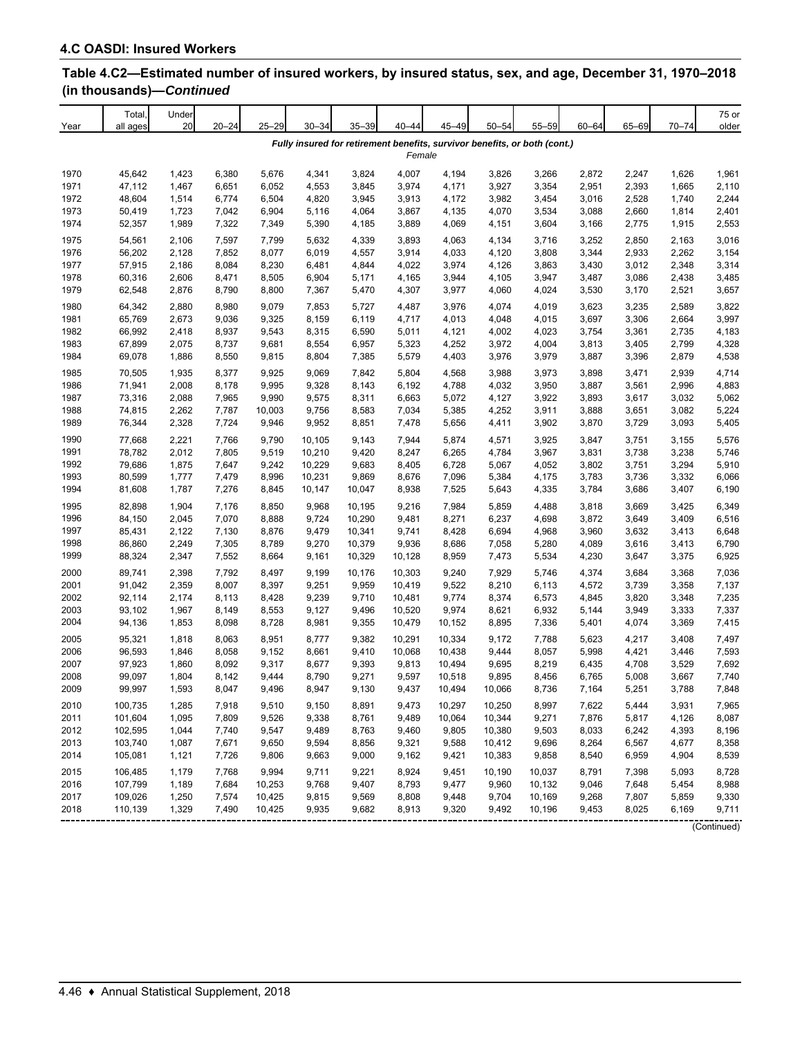## 4.C OASDI: Insured Workers

**Table 4.C2—Estimated number of insured workers, by insured status, sex, and age, December 31, 1970–2018 (in thousands)—*Continued***

| Year | Total, all ages | Under 20 | 20–24 | 25–29 | 30–34 | 35–39 | 40–44 | 45–49 | 50–54 | 55–59 | 60–64 | 65–69 | 70–74 | 75 or older |
|---|---|---|---|---|---|---|---|---|---|---|---|---|---|---|
| | *Fully insured for retirement benefits, survivor benefits, or both (cont.)* | | | | | | | | | | | | | |
| | *Female* | | | | | | | | | | | | | |
| 1970 | 45,642 | 1,423 | 6,380 | 5,676 | 4,341 | 3,824 | 4,007 | 4,194 | 3,826 | 3,266 | 2,872 | 2,247 | 1,626 | 1,961 |
| 1971 | 47,112 | 1,467 | 6,651 | 6,052 | 4,553 | 3,845 | 3,974 | 4,171 | 3,927 | 3,354 | 2,951 | 2,393 | 1,665 | 2,110 |
| 1972 | 48,604 | 1,514 | 6,774 | 6,504 | 4,820 | 3,945 | 3,913 | 4,172 | 3,982 | 3,454 | 3,016 | 2,528 | 1,740 | 2,244 |
| 1973 | 50,419 | 1,723 | 7,042 | 6,904 | 5,116 | 4,064 | 3,867 | 4,135 | 4,070 | 3,534 | 3,088 | 2,660 | 1,814 | 2,401 |
| 1974 | 52,357 | 1,989 | 7,322 | 7,349 | 5,390 | 4,185 | 3,889 | 4,069 | 4,151 | 3,604 | 3,166 | 2,775 | 1,915 | 2,553 |
| 1975 | 54,561 | 2,106 | 7,597 | 7,799 | 5,632 | 4,339 | 3,893 | 4,063 | 4,134 | 3,716 | 3,252 | 2,850 | 2,163 | 3,016 |
| 1976 | 56,202 | 2,128 | 7,852 | 8,077 | 6,019 | 4,557 | 3,914 | 4,033 | 4,120 | 3,808 | 3,344 | 2,933 | 2,262 | 3,154 |
| 1977 | 57,915 | 2,186 | 8,084 | 8,230 | 6,481 | 4,844 | 4,022 | 3,974 | 4,126 | 3,863 | 3,430 | 3,012 | 2,348 | 3,314 |
| 1978 | 60,316 | 2,606 | 8,471 | 8,505 | 6,904 | 5,171 | 4,165 | 3,944 | 4,105 | 3,947 | 3,487 | 3,086 | 2,438 | 3,485 |
| 1979 | 62,548 | 2,876 | 8,790 | 8,800 | 7,367 | 5,470 | 4,307 | 3,977 | 4,060 | 4,024 | 3,530 | 3,170 | 2,521 | 3,657 |
| 1980 | 64,342 | 2,880 | 8,980 | 9,079 | 7,853 | 5,727 | 4,487 | 3,976 | 4,074 | 4,019 | 3,623 | 3,235 | 2,589 | 3,822 |
| 1981 | 65,769 | 2,673 | 9,036 | 9,325 | 8,159 | 6,119 | 4,717 | 4,013 | 4,048 | 4,015 | 3,697 | 3,306 | 2,664 | 3,997 |
| 1982 | 66,992 | 2,418 | 8,937 | 9,543 | 8,315 | 6,590 | 5,011 | 4,121 | 4,002 | 4,023 | 3,754 | 3,361 | 2,735 | 4,183 |
| 1983 | 67,899 | 2,075 | 8,737 | 9,681 | 8,554 | 6,957 | 5,323 | 4,252 | 3,972 | 4,004 | 3,813 | 3,405 | 2,799 | 4,328 |
| 1984 | 69,078 | 1,886 | 8,550 | 9,815 | 8,804 | 7,385 | 5,579 | 4,403 | 3,976 | 3,979 | 3,887 | 3,396 | 2,879 | 4,538 |
| 1985 | 70,505 | 1,935 | 8,377 | 9,925 | 9,069 | 7,842 | 5,804 | 4,568 | 3,988 | 3,973 | 3,898 | 3,471 | 2,939 | 4,714 |
| 1986 | 71,941 | 2,008 | 8,178 | 9,995 | 9,328 | 8,143 | 6,192 | 4,788 | 4,032 | 3,950 | 3,887 | 3,561 | 2,996 | 4,883 |
| 1987 | 73,316 | 2,088 | 7,965 | 9,990 | 9,575 | 8,311 | 6,663 | 5,072 | 4,127 | 3,922 | 3,893 | 3,617 | 3,032 | 5,062 |
| 1988 | 74,815 | 2,262 | 7,787 | 10,003 | 9,756 | 8,583 | 7,034 | 5,385 | 4,252 | 3,911 | 3,888 | 3,651 | 3,082 | 5,224 |
| 1989 | 76,344 | 2,328 | 7,724 | 9,946 | 9,952 | 8,851 | 7,478 | 5,656 | 4,411 | 3,902 | 3,870 | 3,729 | 3,093 | 5,405 |
| 1990 | 77,668 | 2,221 | 7,766 | 9,790 | 10,105 | 9,143 | 7,944 | 5,874 | 4,571 | 3,925 | 3,847 | 3,751 | 3,155 | 5,576 |
| 1991 | 78,782 | 2,012 | 7,805 | 9,519 | 10,210 | 9,420 | 8,247 | 6,265 | 4,784 | 3,967 | 3,831 | 3,738 | 3,238 | 5,746 |
| 1992 | 79,686 | 1,875 | 7,647 | 9,242 | 10,229 | 9,683 | 8,405 | 6,728 | 5,067 | 4,052 | 3,802 | 3,751 | 3,294 | 5,910 |
| 1993 | 80,599 | 1,777 | 7,479 | 8,996 | 10,231 | 9,869 | 8,676 | 7,096 | 5,384 | 4,175 | 3,783 | 3,736 | 3,332 | 6,066 |
| 1994 | 81,608 | 1,787 | 7,276 | 8,845 | 10,147 | 10,047 | 8,938 | 7,525 | 5,643 | 4,335 | 3,784 | 3,686 | 3,407 | 6,190 |
| 1995 | 82,898 | 1,904 | 7,176 | 8,850 | 9,968 | 10,195 | 9,216 | 7,984 | 5,859 | 4,488 | 3,818 | 3,669 | 3,425 | 6,349 |
| 1996 | 84,150 | 2,045 | 7,070 | 8,888 | 9,724 | 10,290 | 9,481 | 8,271 | 6,237 | 4,698 | 3,872 | 3,649 | 3,409 | 6,516 |
| 1997 | 85,431 | 2,122 | 7,130 | 8,876 | 9,479 | 10,341 | 9,741 | 8,428 | 6,694 | 4,968 | 3,960 | 3,632 | 3,413 | 6,648 |
| 1998 | 86,860 | 2,249 | 7,305 | 8,789 | 9,270 | 10,379 | 9,936 | 8,686 | 7,058 | 5,280 | 4,089 | 3,616 | 3,413 | 6,790 |
| 1999 | 88,324 | 2,347 | 7,552 | 8,664 | 9,161 | 10,329 | 10,128 | 8,959 | 7,473 | 5,534 | 4,230 | 3,647 | 3,375 | 6,925 |
| 2000 | 89,741 | 2,398 | 7,792 | 8,497 | 9,199 | 10,176 | 10,303 | 9,240 | 7,929 | 5,746 | 4,374 | 3,684 | 3,368 | 7,036 |
| 2001 | 91,042 | 2,359 | 8,007 | 8,397 | 9,251 | 9,959 | 10,419 | 9,522 | 8,210 | 6,113 | 4,572 | 3,739 | 3,358 | 7,137 |
| 2002 | 92,114 | 2,174 | 8,113 | 8,428 | 9,239 | 9,710 | 10,481 | 9,774 | 8,374 | 6,573 | 4,845 | 3,820 | 3,348 | 7,235 |
| 2003 | 93,102 | 1,967 | 8,149 | 8,553 | 9,127 | 9,496 | 10,520 | 9,974 | 8,621 | 6,932 | 5,144 | 3,949 | 3,333 | 7,337 |
| 2004 | 94,136 | 1,853 | 8,098 | 8,728 | 8,981 | 9,355 | 10,479 | 10,152 | 8,895 | 7,336 | 5,401 | 4,074 | 3,369 | 7,415 |
| 2005 | 95,321 | 1,818 | 8,063 | 8,951 | 8,777 | 9,382 | 10,291 | 10,334 | 9,172 | 7,788 | 5,623 | 4,217 | 3,408 | 7,497 |
| 2006 | 96,593 | 1,846 | 8,058 | 9,152 | 8,661 | 9,410 | 10,068 | 10,438 | 9,444 | 8,057 | 5,998 | 4,421 | 3,446 | 7,593 |
| 2007 | 97,923 | 1,860 | 8,092 | 9,317 | 8,677 | 9,393 | 9,813 | 10,494 | 9,695 | 8,219 | 6,435 | 4,708 | 3,529 | 7,692 |
| 2008 | 99,097 | 1,804 | 8,142 | 9,444 | 8,790 | 9,271 | 9,597 | 10,518 | 9,895 | 8,456 | 6,765 | 5,008 | 3,667 | 7,740 |
| 2009 | 99,997 | 1,593 | 8,047 | 9,496 | 8,947 | 9,130 | 9,437 | 10,494 | 10,066 | 8,736 | 7,164 | 5,251 | 3,788 | 7,848 |
| 2010 | 100,735 | 1,285 | 7,918 | 9,510 | 9,150 | 8,891 | 9,473 | 10,297 | 10,250 | 8,997 | 7,622 | 5,444 | 3,931 | 7,965 |
| 2011 | 101,604 | 1,095 | 7,809 | 9,526 | 9,338 | 8,761 | 9,489 | 10,064 | 10,344 | 9,271 | 7,876 | 5,817 | 4,126 | 8,087 |
| 2012 | 102,595 | 1,044 | 7,740 | 9,547 | 9,489 | 8,763 | 9,460 | 9,805 | 10,380 | 9,503 | 8,033 | 6,242 | 4,393 | 8,196 |
| 2013 | 103,740 | 1,087 | 7,671 | 9,650 | 9,594 | 8,856 | 9,321 | 9,588 | 10,412 | 9,696 | 8,264 | 6,567 | 4,677 | 8,358 |
| 2014 | 105,081 | 1,121 | 7,726 | 9,806 | 9,663 | 9,000 | 9,162 | 9,421 | 10,383 | 9,858 | 8,540 | 6,959 | 4,904 | 8,539 |
| 2015 | 106,485 | 1,179 | 7,768 | 9,994 | 9,711 | 9,221 | 8,924 | 9,451 | 10,190 | 10,037 | 8,791 | 7,398 | 5,093 | 8,728 |
| 2016 | 107,799 | 1,189 | 7,684 | 10,253 | 9,768 | 9,407 | 8,793 | 9,477 | 9,960 | 10,132 | 9,046 | 7,648 | 5,454 | 8,988 |
| 2017 | 109,026 | 1,250 | 7,574 | 10,425 | 9,815 | 9,569 | 8,808 | 9,448 | 9,704 | 10,169 | 9,268 | 7,807 | 5,859 | 9,330 |
| 2018 | 110,139 | 1,329 | 7,490 | 10,425 | 9,935 | 9,682 | 8,913 | 9,320 | 9,492 | 10,196 | 9,453 | 8,025 | 6,169 | 9,711 |

(Continued)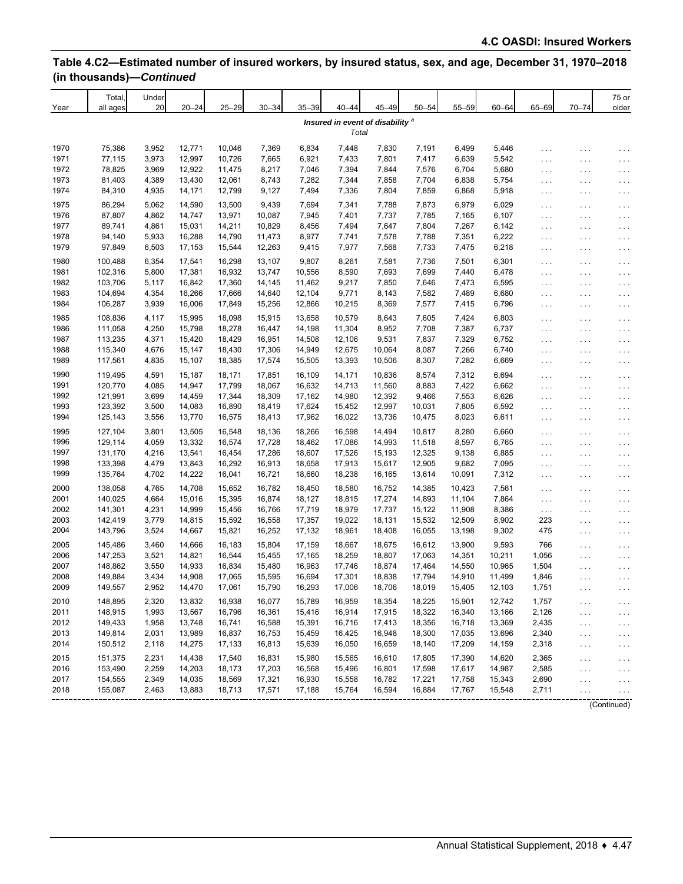## Table 4.C2—Estimated number of insured workers, by insured status, sex, and age, December 31, 1970–2018 (in thousands)—*Continued*

| Year | Total, all ages | Under 20 | 20–24 | 25–29 | 30–34 | 35–39 | 40–44 | 45–49 | 50–54 | 55–59 | 60–64 | 65–69 | 70–74 | 75 or older |
|---|---|---|---|---|---|---|---|---|---|---|---|---|---|---|
| | | | | | | | ***Insured in event of disability*** [a] | | | | | | | |
| | | | | | | | *Total* | | | | | | | |
| 1970 | 75,386 | 3,952 | 12,771 | 10,046 | 7,369 | 6,834 | 7,448 | 7,830 | 7,191 | 6,499 | 5,446 | . . . | . . . | . . . |
| 1971 | 77,115 | 3,973 | 12,997 | 10,726 | 7,665 | 6,921 | 7,433 | 7,801 | 7,417 | 6,639 | 5,542 | . . . | . . . | . . . |
| 1972 | 78,825 | 3,969 | 12,922 | 11,475 | 8,217 | 7,046 | 7,394 | 7,844 | 7,576 | 6,704 | 5,680 | . . . | . . . | . . . |
| 1973 | 81,403 | 4,389 | 13,430 | 12,061 | 8,743 | 7,282 | 7,344 | 7,858 | 7,704 | 6,838 | 5,754 | . . . | . . . | . . . |
| 1974 | 84,310 | 4,935 | 14,171 | 12,799 | 9,127 | 7,494 | 7,336 | 7,804 | 7,859 | 6,868 | 5,918 | . . . | . . . | . . . |
| 1975 | 86,294 | 5,062 | 14,590 | 13,500 | 9,439 | 7,694 | 7,341 | 7,788 | 7,873 | 6,979 | 6,029 | . . . | . . . | . . . |
| 1976 | 87,807 | 4,862 | 14,747 | 13,971 | 10,087 | 7,945 | 7,401 | 7,737 | 7,785 | 7,165 | 6,107 | . . . | . . . | . . . |
| 1977 | 89,741 | 4,861 | 15,031 | 14,211 | 10,829 | 8,456 | 7,494 | 7,647 | 7,804 | 7,267 | 6,142 | . . . | . . . | . . . |
| 1978 | 94,140 | 5,933 | 16,288 | 14,790 | 11,473 | 8,977 | 7,741 | 7,578 | 7,788 | 7,351 | 6,222 | . . . | . . . | . . . |
| 1979 | 97,849 | 6,503 | 17,153 | 15,544 | 12,263 | 9,415 | 7,977 | 7,568 | 7,733 | 7,475 | 6,218 | . . . | . . . | . . . |
| 1980 | 100,488 | 6,354 | 17,541 | 16,298 | 13,107 | 9,807 | 8,261 | 7,581 | 7,736 | 7,501 | 6,301 | . . . | . . . | . . . |
| 1981 | 102,316 | 5,800 | 17,381 | 16,932 | 13,747 | 10,556 | 8,590 | 7,693 | 7,699 | 7,440 | 6,478 | . . . | . . . | . . . |
| 1982 | 103,706 | 5,117 | 16,842 | 17,360 | 14,145 | 11,462 | 9,217 | 7,850 | 7,646 | 7,473 | 6,595 | . . . | . . . | . . . |
| 1983 | 104,694 | 4,354 | 16,266 | 17,666 | 14,640 | 12,104 | 9,771 | 8,143 | 7,582 | 7,489 | 6,680 | . . . | . . . | . . . |
| 1984 | 106,287 | 3,939 | 16,006 | 17,849 | 15,256 | 12,866 | 10,215 | 8,369 | 7,577 | 7,415 | 6,796 | . . . | . . . | . . . |
| 1985 | 108,836 | 4,117 | 15,995 | 18,098 | 15,915 | 13,658 | 10,579 | 8,643 | 7,605 | 7,424 | 6,803 | . . . | . . . | . . . |
| 1986 | 111,058 | 4,250 | 15,798 | 18,278 | 16,447 | 14,198 | 11,304 | 8,952 | 7,708 | 7,387 | 6,737 | . . . | . . . | . . . |
| 1987 | 113,235 | 4,371 | 15,420 | 18,429 | 16,951 | 14,508 | 12,106 | 9,531 | 7,837 | 7,329 | 6,752 | . . . | . . . | . . . |
| 1988 | 115,340 | 4,676 | 15,147 | 18,430 | 17,306 | 14,949 | 12,675 | 10,064 | 8,087 | 7,266 | 6,740 | . . . | . . . | . . . |
| 1989 | 117,561 | 4,835 | 15,107 | 18,385 | 17,574 | 15,505 | 13,393 | 10,506 | 8,307 | 7,282 | 6,669 | . . . | . . . | . . . |
| 1990 | 119,495 | 4,591 | 15,187 | 18,171 | 17,851 | 16,109 | 14,171 | 10,836 | 8,574 | 7,312 | 6,694 | . . . | . . . | . . . |
| 1991 | 120,770 | 4,085 | 14,947 | 17,799 | 18,067 | 16,632 | 14,713 | 11,560 | 8,883 | 7,422 | 6,662 | . . . | . . . | . . . |
| 1992 | 121,991 | 3,699 | 14,459 | 17,344 | 18,309 | 17,162 | 14,980 | 12,392 | 9,466 | 7,553 | 6,626 | . . . | . . . | . . . |
| 1993 | 123,392 | 3,500 | 14,083 | 16,890 | 18,419 | 17,624 | 15,452 | 12,997 | 10,031 | 7,805 | 6,592 | . . . | . . . | . . . |
| 1994 | 125,143 | 3,556 | 13,770 | 16,575 | 18,413 | 17,962 | 16,022 | 13,736 | 10,475 | 8,023 | 6,611 | . . . | . . . | . . . |
| 1995 | 127,104 | 3,801 | 13,505 | 16,548 | 18,136 | 18,266 | 16,598 | 14,494 | 10,817 | 8,280 | 6,660 | . . . | . . . | . . . |
| 1996 | 129,114 | 4,059 | 13,332 | 16,574 | 17,728 | 18,462 | 17,086 | 14,993 | 11,518 | 8,597 | 6,765 | . . . | . . . | . . . |
| 1997 | 131,170 | 4,216 | 13,541 | 16,454 | 17,286 | 18,607 | 17,526 | 15,193 | 12,325 | 9,138 | 6,885 | . . . | . . . | . . . |
| 1998 | 133,398 | 4,479 | 13,843 | 16,292 | 16,913 | 18,658 | 17,913 | 15,617 | 12,905 | 9,682 | 7,095 | . . . | . . . | . . . |
| 1999 | 135,764 | 4,702 | 14,222 | 16,041 | 16,721 | 18,660 | 18,238 | 16,165 | 13,614 | 10,091 | 7,312 | . . . | . . . | . . . |
| 2000 | 138,058 | 4,765 | 14,708 | 15,652 | 16,782 | 18,450 | 18,580 | 16,752 | 14,385 | 10,423 | 7,561 | . . . | . . . | . . . |
| 2001 | 140,025 | 4,664 | 15,016 | 15,395 | 16,874 | 18,127 | 18,815 | 17,274 | 14,893 | 11,104 | 7,864 | . . . | . . . | . . . |
| 2002 | 141,301 | 4,231 | 14,999 | 15,456 | 16,766 | 17,719 | 18,979 | 17,737 | 15,122 | 11,908 | 8,386 | . . . | . . . | . . . |
| 2003 | 142,419 | 3,779 | 14,815 | 15,592 | 16,558 | 17,357 | 19,022 | 18,131 | 15,532 | 12,509 | 8,902 | 223 | . . . | . . . |
| 2004 | 143,796 | 3,524 | 14,667 | 15,821 | 16,252 | 17,132 | 18,961 | 18,408 | 16,055 | 13,198 | 9,302 | 475 | . . . | . . . |
| 2005 | 145,486 | 3,460 | 14,666 | 16,183 | 15,804 | 17,159 | 18,667 | 18,675 | 16,612 | 13,900 | 9,593 | 766 | . . . | . . . |
| 2006 | 147,253 | 3,521 | 14,821 | 16,544 | 15,455 | 17,165 | 18,259 | 18,807 | 17,063 | 14,351 | 10,211 | 1,056 | . . . | . . . |
| 2007 | 148,862 | 3,550 | 14,933 | 16,834 | 15,480 | 16,963 | 17,746 | 18,874 | 17,464 | 14,550 | 10,965 | 1,504 | . . . | . . . |
| 2008 | 149,884 | 3,434 | 14,908 | 17,065 | 15,595 | 16,694 | 17,301 | 18,838 | 17,794 | 14,910 | 11,499 | 1,846 | . . . | . . . |
| 2009 | 149,557 | 2,952 | 14,470 | 17,061 | 15,790 | 16,293 | 17,006 | 18,706 | 18,019 | 15,405 | 12,103 | 1,751 | . . . | . . . |
| 2010 | 148,895 | 2,320 | 13,832 | 16,938 | 16,077 | 15,789 | 16,959 | 18,354 | 18,225 | 15,901 | 12,742 | 1,757 | . . . | . . . |
| 2011 | 148,915 | 1,993 | 13,567 | 16,796 | 16,361 | 15,416 | 16,914 | 17,915 | 18,322 | 16,340 | 13,166 | 2,126 | . . . | . . . |
| 2012 | 149,433 | 1,958 | 13,748 | 16,741 | 16,588 | 15,391 | 16,716 | 17,413 | 18,356 | 16,718 | 13,369 | 2,435 | . . . | . . . |
| 2013 | 149,814 | 2,031 | 13,989 | 16,837 | 16,753 | 15,459 | 16,425 | 16,948 | 18,300 | 17,035 | 13,696 | 2,340 | . . . | . . . |
| 2014 | 150,512 | 2,118 | 14,275 | 17,133 | 16,813 | 15,639 | 16,050 | 16,659 | 18,140 | 17,209 | 14,159 | 2,318 | . . . | . . . |
| 2015 | 151,375 | 2,231 | 14,438 | 17,540 | 16,831 | 15,980 | 15,565 | 16,610 | 17,805 | 17,390 | 14,620 | 2,365 | . . . | . . . |
| 2016 | 153,490 | 2,259 | 14,203 | 18,173 | 17,203 | 16,568 | 15,496 | 16,801 | 17,598 | 17,617 | 14,987 | 2,585 | . . . | . . . |
| 2017 | 154,555 | 2,349 | 14,035 | 18,569 | 17,321 | 16,930 | 15,558 | 16,782 | 17,221 | 17,758 | 15,343 | 2,690 | . . . | . . . |
| 2018 | 155,087 | 2,463 | 13,883 | 18,713 | 17,571 | 17,188 | 15,764 | 16,594 | 16,884 | 17,767 | 15,548 | 2,711 | . . . | . . . |

(Continued)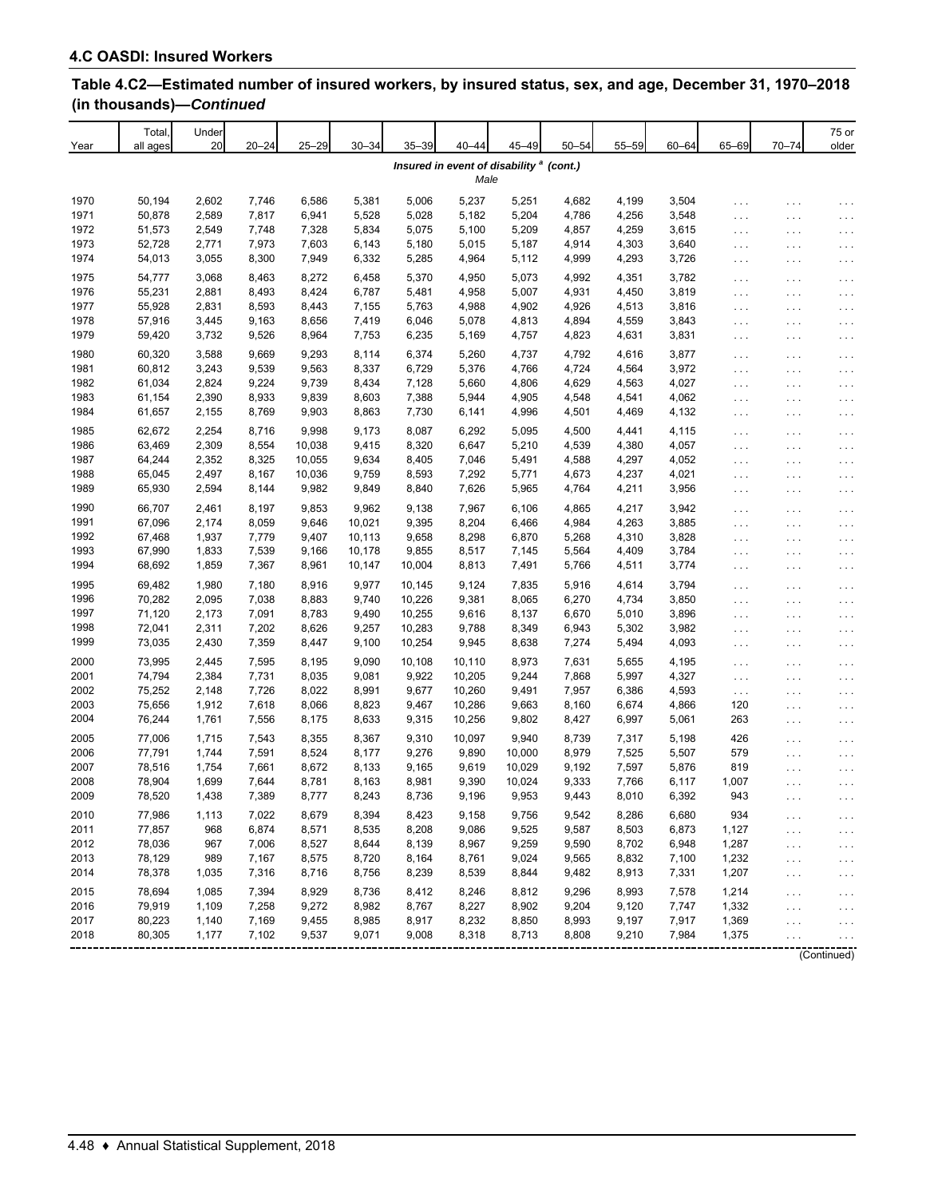## 4.C OASDI: Insured Workers

### Table 4.C2—Estimated number of insured workers, by insured status, sex, and age, December 31, 1970–2018 (in thousands)—*Continued*

| Year | Total, all ages | Under 20 | 20–24 | 25–29 | 30–34 | 35–39 | 40–44 | 45–49 | 50–54 | 55–59 | 60–64 | 65–69 | 70–74 | 75 or older |
|---|---|---|---|---|---|---|---|---|---|---|---|---|---|---|
| | | | | | | | *Insured in event of disability [a] (cont.)* | | | | | | | |
| | | | | | | | *Male* | | | | | | | |
| 1970 | 50,194 | 2,602 | 7,746 | 6,586 | 5,381 | 5,006 | 5,237 | 5,251 | 4,682 | 4,199 | 3,504 | . . . | . . . | . . . |
| 1971 | 50,878 | 2,589 | 7,817 | 6,941 | 5,528 | 5,028 | 5,182 | 5,204 | 4,786 | 4,256 | 3,548 | . . . | . . . | . . . |
| 1972 | 51,573 | 2,549 | 7,748 | 7,328 | 5,834 | 5,075 | 5,100 | 5,209 | 4,857 | 4,259 | 3,615 | . . . | . . . | . . . |
| 1973 | 52,728 | 2,771 | 7,973 | 7,603 | 6,143 | 5,180 | 5,015 | 5,187 | 4,914 | 4,303 | 3,640 | . . . | . . . | . . . |
| 1974 | 54,013 | 3,055 | 8,300 | 7,949 | 6,332 | 5,285 | 4,964 | 5,112 | 4,999 | 4,293 | 3,726 | . . . | . . . | . . . |
| 1975 | 54,777 | 3,068 | 8,463 | 8,272 | 6,458 | 5,370 | 4,950 | 5,073 | 4,992 | 4,351 | 3,782 | . . . | . . . | . . . |
| 1976 | 55,231 | 2,881 | 8,493 | 8,424 | 6,787 | 5,481 | 4,958 | 5,007 | 4,931 | 4,450 | 3,819 | . . . | . . . | . . . |
| 1977 | 55,928 | 2,831 | 8,593 | 8,443 | 7,155 | 5,763 | 4,988 | 4,902 | 4,926 | 4,513 | 3,816 | . . . | . . . | . . . |
| 1978 | 57,916 | 3,445 | 9,163 | 8,656 | 7,419 | 6,046 | 5,078 | 4,813 | 4,894 | 4,559 | 3,843 | . . . | . . . | . . . |
| 1979 | 59,420 | 3,732 | 9,526 | 8,964 | 7,753 | 6,235 | 5,169 | 4,757 | 4,823 | 4,631 | 3,831 | . . . | . . . | . . . |
| 1980 | 60,320 | 3,588 | 9,669 | 9,293 | 8,114 | 6,374 | 5,260 | 4,737 | 4,792 | 4,616 | 3,877 | . . . | . . . | . . . |
| 1981 | 60,812 | 3,243 | 9,539 | 9,563 | 8,337 | 6,729 | 5,376 | 4,766 | 4,724 | 4,564 | 3,972 | . . . | . . . | . . . |
| 1982 | 61,034 | 2,824 | 9,224 | 9,739 | 8,434 | 7,128 | 5,660 | 4,806 | 4,629 | 4,563 | 4,027 | . . . | . . . | . . . |
| 1983 | 61,154 | 2,390 | 8,933 | 9,839 | 8,603 | 7,388 | 5,944 | 4,905 | 4,548 | 4,541 | 4,062 | . . . | . . . | . . . |
| 1984 | 61,657 | 2,155 | 8,769 | 9,903 | 8,863 | 7,730 | 6,141 | 4,996 | 4,501 | 4,469 | 4,132 | . . . | . . . | . . . |
| 1985 | 62,672 | 2,254 | 8,716 | 9,998 | 9,173 | 8,087 | 6,292 | 5,095 | 4,500 | 4,441 | 4,115 | . . . | . . . | . . . |
| 1986 | 63,469 | 2,309 | 8,554 | 10,038 | 9,415 | 8,320 | 6,647 | 5,210 | 4,539 | 4,380 | 4,057 | . . . | . . . | . . . |
| 1987 | 64,244 | 2,352 | 8,325 | 10,055 | 9,634 | 8,405 | 7,046 | 5,491 | 4,588 | 4,297 | 4,052 | . . . | . . . | . . . |
| 1988 | 65,045 | 2,497 | 8,167 | 10,036 | 9,759 | 8,593 | 7,292 | 5,771 | 4,673 | 4,237 | 4,021 | . . . | . . . | . . . |
| 1989 | 65,930 | 2,594 | 8,144 | 9,982 | 9,849 | 8,840 | 7,626 | 5,965 | 4,764 | 4,211 | 3,956 | . . . | . . . | . . . |
| 1990 | 66,707 | 2,461 | 8,197 | 9,853 | 9,962 | 9,138 | 7,967 | 6,106 | 4,865 | 4,217 | 3,942 | . . . | . . . | . . . |
| 1991 | 67,096 | 2,174 | 8,059 | 9,646 | 10,021 | 9,395 | 8,204 | 6,466 | 4,984 | 4,263 | 3,885 | . . . | . . . | . . . |
| 1992 | 67,468 | 1,937 | 7,779 | 9,407 | 10,113 | 9,658 | 8,298 | 6,870 | 5,268 | 4,310 | 3,828 | . . . | . . . | . . . |
| 1993 | 67,990 | 1,833 | 7,539 | 9,166 | 10,178 | 9,855 | 8,517 | 7,145 | 5,564 | 4,409 | 3,784 | . . . | . . . | . . . |
| 1994 | 68,692 | 1,859 | 7,367 | 8,961 | 10,147 | 10,004 | 8,813 | 7,491 | 5,766 | 4,511 | 3,774 | . . . | . . . | . . . |
| 1995 | 69,482 | 1,980 | 7,180 | 8,916 | 9,977 | 10,145 | 9,124 | 7,835 | 5,916 | 4,614 | 3,794 | . . . | . . . | . . . |
| 1996 | 70,282 | 2,095 | 7,038 | 8,883 | 9,740 | 10,226 | 9,381 | 8,065 | 6,270 | 4,734 | 3,850 | . . . | . . . | . . . |
| 1997 | 71,120 | 2,173 | 7,091 | 8,783 | 9,490 | 10,255 | 9,616 | 8,137 | 6,670 | 5,010 | 3,896 | . . . | . . . | . . . |
| 1998 | 72,041 | 2,311 | 7,202 | 8,626 | 9,257 | 10,283 | 9,788 | 8,349 | 6,943 | 5,302 | 3,982 | . . . | . . . | . . . |
| 1999 | 73,035 | 2,430 | 7,359 | 8,447 | 9,100 | 10,254 | 9,945 | 8,638 | 7,274 | 5,494 | 4,093 | . . . | . . . | . . . |
| 2000 | 73,995 | 2,445 | 7,595 | 8,195 | 9,090 | 10,108 | 10,110 | 8,973 | 7,631 | 5,655 | 4,195 | . . . | . . . | . . . |
| 2001 | 74,794 | 2,384 | 7,731 | 8,035 | 9,081 | 9,922 | 10,205 | 9,244 | 7,868 | 5,997 | 4,327 | . . . | . . . | . . . |
| 2002 | 75,252 | 2,148 | 7,726 | 8,022 | 8,991 | 9,677 | 10,260 | 9,491 | 7,957 | 6,386 | 4,593 | . . . | . . . | . . . |
| 2003 | 75,656 | 1,912 | 7,618 | 8,066 | 8,823 | 9,467 | 10,286 | 9,663 | 8,160 | 6,674 | 4,866 | 120 | . . . | . . . |
| 2004 | 76,244 | 1,761 | 7,556 | 8,175 | 8,633 | 9,315 | 10,256 | 9,802 | 8,427 | 6,997 | 5,061 | 263 | . . . | . . . |
| 2005 | 77,006 | 1,715 | 7,543 | 8,355 | 8,367 | 9,310 | 10,097 | 9,940 | 8,739 | 7,317 | 5,198 | 426 | . . . | . . . |
| 2006 | 77,791 | 1,744 | 7,591 | 8,524 | 8,177 | 9,276 | 9,890 | 10,000 | 8,979 | 7,525 | 5,507 | 579 | . . . | . . . |
| 2007 | 78,516 | 1,754 | 7,661 | 8,672 | 8,133 | 9,165 | 9,619 | 10,029 | 9,192 | 7,597 | 5,876 | 819 | . . . | . . . |
| 2008 | 78,904 | 1,699 | 7,644 | 8,781 | 8,163 | 8,981 | 9,390 | 10,024 | 9,333 | 7,766 | 6,117 | 1,007 | . . . | . . . |
| 2009 | 78,520 | 1,438 | 7,389 | 8,777 | 8,243 | 8,736 | 9,196 | 9,953 | 9,443 | 8,010 | 6,392 | 943 | . . . | . . . |
| 2010 | 77,986 | 1,113 | 7,022 | 8,679 | 8,394 | 8,423 | 9,158 | 9,756 | 9,542 | 8,286 | 6,680 | 934 | . . . | . . . |
| 2011 | 77,857 | 968 | 6,874 | 8,571 | 8,535 | 8,208 | 9,086 | 9,525 | 9,587 | 8,503 | 6,873 | 1,127 | . . . | . . . |
| 2012 | 78,036 | 967 | 7,006 | 8,527 | 8,644 | 8,139 | 8,967 | 9,259 | 9,590 | 8,702 | 6,948 | 1,287 | . . . | . . . |
| 2013 | 78,129 | 989 | 7,167 | 8,575 | 8,720 | 8,164 | 8,761 | 9,024 | 9,565 | 8,832 | 7,100 | 1,232 | . . . | . . . |
| 2014 | 78,378 | 1,035 | 7,316 | 8,716 | 8,756 | 8,239 | 8,539 | 8,844 | 9,482 | 8,913 | 7,331 | 1,207 | . . . | . . . |
| 2015 | 78,694 | 1,085 | 7,394 | 8,929 | 8,736 | 8,412 | 8,246 | 8,812 | 9,296 | 8,993 | 7,578 | 1,214 | . . . | . . . |
| 2016 | 79,919 | 1,109 | 7,258 | 9,272 | 8,982 | 8,767 | 8,227 | 8,902 | 9,204 | 9,120 | 7,747 | 1,332 | . . . | . . . |
| 2017 | 80,223 | 1,140 | 7,169 | 9,455 | 8,985 | 8,917 | 8,232 | 8,850 | 8,993 | 9,197 | 7,917 | 1,369 | . . . | . . . |
| 2018 | 80,305 | 1,177 | 7,102 | 9,537 | 9,071 | 9,008 | 8,318 | 8,713 | 8,808 | 9,210 | 7,984 | 1,375 | . . . | . . . |

(Continued)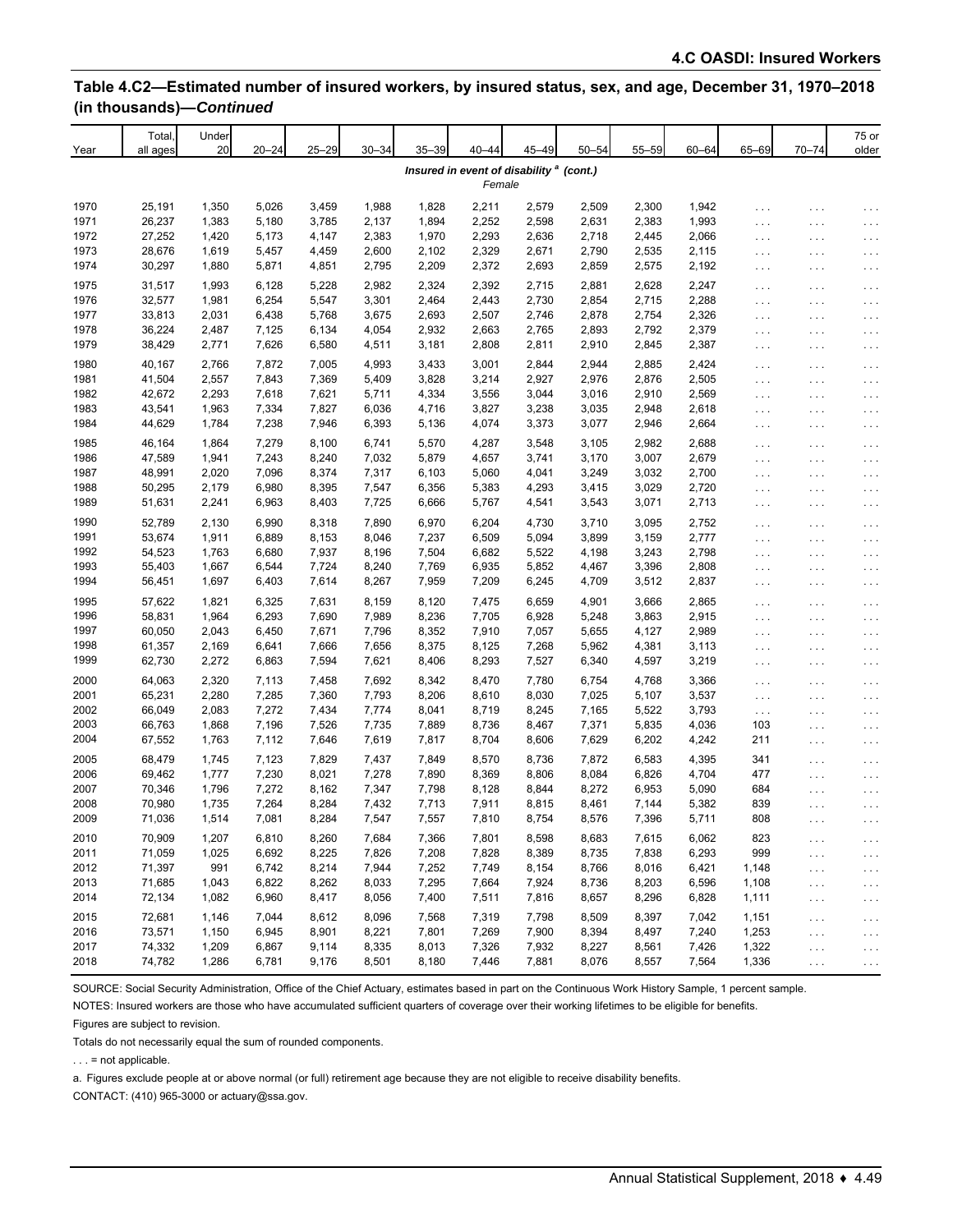## Table 4.C2—Estimated number of insured workers, by insured status, sex, and age, December 31, 1970–2018 (in thousands)—*Continued*

| Year | Total, all ages | Under 20 | 20–24 | 25–29 | 30–34 | 35–39 | 40–44 | 45–49 | 50–54 | 55–59 | 60–64 | 65–69 | 70–74 | 75 or older |
|---|---|---|---|---|---|---|---|---|---|---|---|---|---|---|
| | *Insured in event of disability [a] (cont.)* | | | | | | | | | | | | | |
| | *Female* | | | | | | | | | | | | | |
| 1970 | 25,191 | 1,350 | 5,026 | 3,459 | 1,988 | 1,828 | 2,211 | 2,579 | 2,509 | 2,300 | 1,942 | . . . | . . . | . . . |
| 1971 | 26,237 | 1,383 | 5,180 | 3,785 | 2,137 | 1,894 | 2,252 | 2,598 | 2,631 | 2,383 | 1,993 | . . . | . . . | . . . |
| 1972 | 27,252 | 1,420 | 5,173 | 4,147 | 2,383 | 1,970 | 2,293 | 2,636 | 2,718 | 2,445 | 2,066 | . . . | . . . | . . . |
| 1973 | 28,676 | 1,619 | 5,457 | 4,459 | 2,600 | 2,102 | 2,329 | 2,671 | 2,790 | 2,535 | 2,115 | . . . | . . . | . . . |
| 1974 | 30,297 | 1,880 | 5,871 | 4,851 | 2,795 | 2,209 | 2,372 | 2,693 | 2,859 | 2,575 | 2,192 | . . . | . . . | . . . |
| 1975 | 31,517 | 1,993 | 6,128 | 5,228 | 2,982 | 2,324 | 2,392 | 2,715 | 2,881 | 2,628 | 2,247 | . . . | . . . | . . . |
| 1976 | 32,577 | 1,981 | 6,254 | 5,547 | 3,301 | 2,464 | 2,443 | 2,730 | 2,854 | 2,715 | 2,288 | . . . | . . . | . . . |
| 1977 | 33,813 | 2,031 | 6,438 | 5,768 | 3,675 | 2,693 | 2,507 | 2,746 | 2,878 | 2,754 | 2,326 | . . . | . . . | . . . |
| 1978 | 36,224 | 2,487 | 7,125 | 6,134 | 4,054 | 2,932 | 2,663 | 2,765 | 2,893 | 2,792 | 2,379 | . . . | . . . | . . . |
| 1979 | 38,429 | 2,771 | 7,626 | 6,580 | 4,511 | 3,181 | 2,808 | 2,811 | 2,910 | 2,845 | 2,387 | . . . | . . . | . . . |
| 1980 | 40,167 | 2,766 | 7,872 | 7,005 | 4,993 | 3,433 | 3,001 | 2,844 | 2,944 | 2,885 | 2,424 | . . . | . . . | . . . |
| 1981 | 41,504 | 2,557 | 7,843 | 7,369 | 5,409 | 3,828 | 3,214 | 2,927 | 2,976 | 2,876 | 2,505 | . . . | . . . | . . . |
| 1982 | 42,672 | 2,293 | 7,618 | 7,621 | 5,711 | 4,334 | 3,556 | 3,044 | 3,016 | 2,910 | 2,569 | . . . | . . . | . . . |
| 1983 | 43,541 | 1,963 | 7,334 | 7,827 | 6,036 | 4,716 | 3,827 | 3,238 | 3,035 | 2,948 | 2,618 | . . . | . . . | . . . |
| 1984 | 44,629 | 1,784 | 7,238 | 7,946 | 6,393 | 5,136 | 4,074 | 3,373 | 3,077 | 2,946 | 2,664 | . . . | . . . | . . . |
| 1985 | 46,164 | 1,864 | 7,279 | 8,100 | 6,741 | 5,570 | 4,287 | 3,548 | 3,105 | 2,982 | 2,688 | . . . | . . . | . . . |
| 1986 | 47,589 | 1,941 | 7,243 | 8,240 | 7,032 | 5,879 | 4,657 | 3,741 | 3,170 | 3,007 | 2,679 | . . . | . . . | . . . |
| 1987 | 48,991 | 2,020 | 7,096 | 8,374 | 7,317 | 6,103 | 5,060 | 4,041 | 3,249 | 3,032 | 2,700 | . . . | . . . | . . . |
| 1988 | 50,295 | 2,179 | 6,980 | 8,395 | 7,547 | 6,356 | 5,383 | 4,293 | 3,415 | 3,029 | 2,720 | . . . | . . . | . . . |
| 1989 | 51,631 | 2,241 | 6,963 | 8,403 | 7,725 | 6,666 | 5,767 | 4,541 | 3,543 | 3,071 | 2,713 | . . . | . . . | . . . |
| 1990 | 52,789 | 2,130 | 6,990 | 8,318 | 7,890 | 6,970 | 6,204 | 4,730 | 3,710 | 3,095 | 2,752 | . . . | . . . | . . . |
| 1991 | 53,674 | 1,911 | 6,889 | 8,153 | 8,046 | 7,237 | 6,509 | 5,094 | 3,899 | 3,159 | 2,777 | . . . | . . . | . . . |
| 1992 | 54,523 | 1,763 | 6,680 | 7,937 | 8,196 | 7,504 | 6,682 | 5,522 | 4,198 | 3,243 | 2,798 | . . . | . . . | . . . |
| 1993 | 55,403 | 1,667 | 6,544 | 7,724 | 8,240 | 7,769 | 6,935 | 5,852 | 4,467 | 3,396 | 2,808 | . . . | . . . | . . . |
| 1994 | 56,451 | 1,697 | 6,403 | 7,614 | 8,267 | 7,959 | 7,209 | 6,245 | 4,709 | 3,512 | 2,837 | . . . | . . . | . . . |
| 1995 | 57,622 | 1,821 | 6,325 | 7,631 | 8,159 | 8,120 | 7,475 | 6,659 | 4,901 | 3,666 | 2,865 | . . . | . . . | . . . |
| 1996 | 58,831 | 1,964 | 6,293 | 7,690 | 7,989 | 8,236 | 7,705 | 6,928 | 5,248 | 3,863 | 2,915 | . . . | . . . | . . . |
| 1997 | 60,050 | 2,043 | 6,450 | 7,671 | 7,796 | 8,352 | 7,910 | 7,057 | 5,655 | 4,127 | 2,989 | . . . | . . . | . . . |
| 1998 | 61,357 | 2,169 | 6,641 | 7,666 | 7,656 | 8,375 | 8,125 | 7,268 | 5,962 | 4,381 | 3,113 | . . . | . . . | . . . |
| 1999 | 62,730 | 2,272 | 6,863 | 7,594 | 7,621 | 8,406 | 8,293 | 7,527 | 6,340 | 4,597 | 3,219 | . . . | . . . | . . . |
| 2000 | 64,063 | 2,320 | 7,113 | 7,458 | 7,692 | 8,342 | 8,470 | 7,780 | 6,754 | 4,768 | 3,366 | . . . | . . . | . . . |
| 2001 | 65,231 | 2,280 | 7,285 | 7,360 | 7,793 | 8,206 | 8,610 | 8,030 | 7,025 | 5,107 | 3,537 | . . . | . . . | . . . |
| 2002 | 66,049 | 2,083 | 7,272 | 7,434 | 7,774 | 8,041 | 8,719 | 8,245 | 7,165 | 5,522 | 3,793 | . . . | . . . | . . . |
| 2003 | 66,763 | 1,868 | 7,196 | 7,526 | 7,735 | 7,889 | 8,736 | 8,467 | 7,371 | 5,835 | 4,036 | 103 | . . . | . . . |
| 2004 | 67,552 | 1,763 | 7,112 | 7,646 | 7,619 | 7,817 | 8,704 | 8,606 | 7,629 | 6,202 | 4,242 | 211 | . . . | . . . |
| 2005 | 68,479 | 1,745 | 7,123 | 7,829 | 7,437 | 7,849 | 8,570 | 8,736 | 7,872 | 6,583 | 4,395 | 341 | . . . | . . . |
| 2006 | 69,462 | 1,777 | 7,230 | 8,021 | 7,278 | 7,890 | 8,369 | 8,806 | 8,084 | 6,826 | 4,704 | 477 | . . . | . . . |
| 2007 | 70,346 | 1,796 | 7,272 | 8,162 | 7,347 | 7,798 | 8,128 | 8,844 | 8,272 | 6,953 | 5,090 | 684 | . . . | . . . |
| 2008 | 70,980 | 1,735 | 7,264 | 8,284 | 7,432 | 7,713 | 7,911 | 8,815 | 8,461 | 7,144 | 5,382 | 839 | . . . | . . . |
| 2009 | 71,036 | 1,514 | 7,081 | 8,284 | 7,547 | 7,557 | 7,810 | 8,754 | 8,576 | 7,396 | 5,711 | 808 | . . . | . . . |
| 2010 | 70,909 | 1,207 | 6,810 | 8,260 | 7,684 | 7,366 | 7,801 | 8,598 | 8,683 | 7,615 | 6,062 | 823 | . . . | . . . |
| 2011 | 71,059 | 1,025 | 6,692 | 8,225 | 7,826 | 7,208 | 7,828 | 8,389 | 8,735 | 7,838 | 6,293 | 999 | . . . | . . . |
| 2012 | 71,397 | 991 | 6,742 | 8,214 | 7,944 | 7,252 | 7,749 | 8,154 | 8,766 | 8,016 | 6,421 | 1,148 | . . . | . . . |
| 2013 | 71,685 | 1,043 | 6,822 | 8,262 | 8,033 | 7,295 | 7,664 | 7,924 | 8,736 | 8,203 | 6,596 | 1,108 | . . . | . . . |
| 2014 | 72,134 | 1,082 | 6,960 | 8,417 | 8,056 | 7,400 | 7,511 | 7,816 | 8,657 | 8,296 | 6,828 | 1,111 | . . . | . . . |
| 2015 | 72,681 | 1,146 | 7,044 | 8,612 | 8,096 | 7,568 | 7,319 | 7,798 | 8,509 | 8,397 | 7,042 | 1,151 | . . . | . . . |
| 2016 | 73,571 | 1,150 | 6,945 | 8,901 | 8,221 | 7,801 | 7,269 | 7,900 | 8,394 | 8,497 | 7,240 | 1,253 | . . . | . . . |
| 2017 | 74,332 | 1,209 | 6,867 | 9,114 | 8,335 | 8,013 | 7,326 | 7,932 | 8,227 | 8,561 | 7,426 | 1,322 | . . . | . . . |
| 2018 | 74,782 | 1,286 | 6,781 | 9,176 | 8,501 | 8,180 | 7,446 | 7,881 | 8,076 | 8,557 | 7,564 | 1,336 | . . . | . . . |

SOURCE: Social Security Administration, Office of the Chief Actuary, estimates based in part on the Continuous Work History Sample, 1 percent sample.

NOTES: Insured workers are those who have accumulated sufficient quarters of coverage over their working lifetimes to be eligible for benefits.

Figures are subject to revision.

Totals do not necessarily equal the sum of rounded components.

. . . = not applicable.

a. Figures exclude people at or above normal (or full) retirement age because they are not eligible to receive disability benefits.

CONTACT: (410) 965-3000 or actuary@ssa.gov.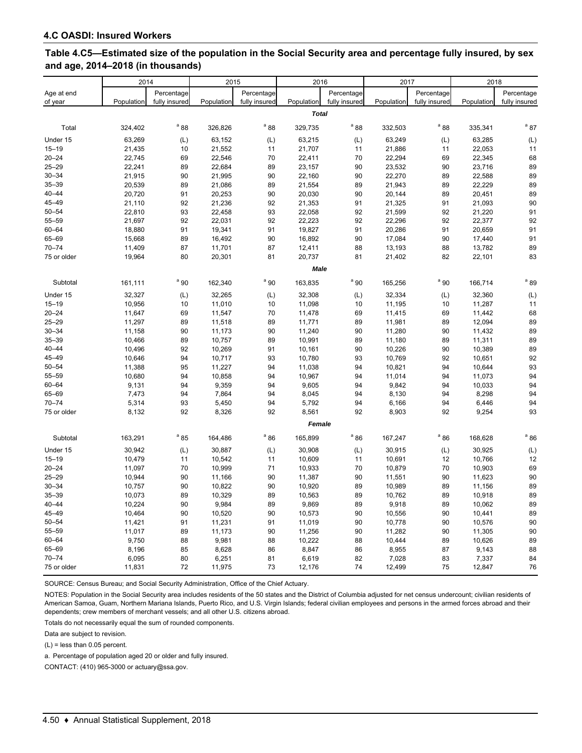## 4.C OASDI: Insured Workers

### Table 4.C5—Estimated size of the population in the Social Security area and percentage fully insured, by sex and age, 2014–2018 (in thousands)

| Age at end of year | 2014 | | 2015 | | 2016 | | 2017 | | 2018 | |
|---|---|---|---|---|---|---|---|---|---|---|
| | Population | Percentage fully insured | Population | Percentage fully insured | Population | Percentage fully insured | Population | Percentage fully insured | Population | Percentage fully insured |
| ***Total*** | | | | | | | | | | |
| Total | 324,402 | [a] 88 | 326,826 | [a] 88 | 329,735 | [a] 88 | 332,503 | [a] 88 | 335,341 | [a] 87 |
| Under 15 | 63,269 | (L) | 63,152 | (L) | 63,215 | (L) | 63,249 | (L) | 63,285 | (L) |
| 15–19 | 21,435 | 10 | 21,552 | 11 | 21,707 | 11 | 21,886 | 11 | 22,053 | 11 |
| 20–24 | 22,745 | 69 | 22,546 | 70 | 22,411 | 70 | 22,294 | 69 | 22,345 | 68 |
| 25–29 | 22,241 | 89 | 22,684 | 89 | 23,157 | 90 | 23,532 | 90 | 23,716 | 89 |
| 30–34 | 21,915 | 90 | 21,995 | 90 | 22,160 | 90 | 22,270 | 89 | 22,588 | 89 |
| 35–39 | 20,539 | 89 | 21,086 | 89 | 21,554 | 89 | 21,943 | 89 | 22,229 | 89 |
| 40–44 | 20,720 | 91 | 20,253 | 90 | 20,030 | 90 | 20,144 | 89 | 20,451 | 89 |
| 45–49 | 21,110 | 92 | 21,236 | 92 | 21,353 | 91 | 21,325 | 91 | 21,093 | 90 |
| 50–54 | 22,810 | 93 | 22,458 | 93 | 22,058 | 92 | 21,599 | 92 | 21,220 | 91 |
| 55–59 | 21,697 | 92 | 22,031 | 92 | 22,223 | 92 | 22,296 | 92 | 22,377 | 92 |
| 60–64 | 18,880 | 91 | 19,341 | 91 | 19,827 | 91 | 20,286 | 91 | 20,659 | 91 |
| 65–69 | 15,668 | 89 | 16,492 | 90 | 16,892 | 90 | 17,084 | 90 | 17,440 | 91 |
| 70–74 | 11,409 | 87 | 11,701 | 87 | 12,411 | 88 | 13,193 | 88 | 13,782 | 89 |
| 75 or older | 19,964 | 80 | 20,301 | 81 | 20,737 | 81 | 21,402 | 82 | 22,101 | 83 |
| ***Male*** | | | | | | | | | | |
| Subtotal | 161,111 | [a] 90 | 162,340 | [a] 90 | 163,835 | [a] 90 | 165,256 | [a] 90 | 166,714 | [a] 89 |
| Under 15 | 32,327 | (L) | 32,265 | (L) | 32,308 | (L) | 32,334 | (L) | 32,360 | (L) |
| 15–19 | 10,956 | 10 | 11,010 | 10 | 11,098 | 10 | 11,195 | 10 | 11,287 | 11 |
| 20–24 | 11,647 | 69 | 11,547 | 70 | 11,478 | 69 | 11,415 | 69 | 11,442 | 68 |
| 25–29 | 11,297 | 89 | 11,518 | 89 | 11,771 | 89 | 11,981 | 89 | 12,094 | 89 |
| 30–34 | 11,158 | 90 | 11,173 | 90 | 11,240 | 90 | 11,280 | 90 | 11,432 | 89 |
| 35–39 | 10,466 | 89 | 10,757 | 89 | 10,991 | 89 | 11,180 | 89 | 11,311 | 89 |
| 40–44 | 10,496 | 92 | 10,269 | 91 | 10,161 | 90 | 10,226 | 90 | 10,389 | 89 |
| 45–49 | 10,646 | 94 | 10,717 | 93 | 10,780 | 93 | 10,769 | 92 | 10,651 | 92 |
| 50–54 | 11,388 | 95 | 11,227 | 94 | 11,038 | 94 | 10,821 | 94 | 10,644 | 93 |
| 55–59 | 10,680 | 94 | 10,858 | 94 | 10,967 | 94 | 11,014 | 94 | 11,073 | 94 |
| 60–64 | 9,131 | 94 | 9,359 | 94 | 9,605 | 94 | 9,842 | 94 | 10,033 | 94 |
| 65–69 | 7,473 | 94 | 7,864 | 94 | 8,045 | 94 | 8,130 | 94 | 8,298 | 94 |
| 70–74 | 5,314 | 93 | 5,450 | 94 | 5,792 | 94 | 6,166 | 94 | 6,446 | 94 |
| 75 or older | 8,132 | 92 | 8,326 | 92 | 8,561 | 92 | 8,903 | 92 | 9,254 | 93 |
| ***Female*** | | | | | | | | | | |
| Subtotal | 163,291 | [a] 85 | 164,486 | [a] 86 | 165,899 | [a] 86 | 167,247 | [a] 86 | 168,628 | [a] 86 |
| Under 15 | 30,942 | (L) | 30,887 | (L) | 30,908 | (L) | 30,915 | (L) | 30,925 | (L) |
| 15–19 | 10,479 | 11 | 10,542 | 11 | 10,609 | 11 | 10,691 | 12 | 10,766 | 12 |
| 20–24 | 11,097 | 70 | 10,999 | 71 | 10,933 | 70 | 10,879 | 70 | 10,903 | 69 |
| 25–29 | 10,944 | 90 | 11,166 | 90 | 11,387 | 90 | 11,551 | 90 | 11,623 | 90 |
| 30–34 | 10,757 | 90 | 10,822 | 90 | 10,920 | 89 | 10,989 | 89 | 11,156 | 89 |
| 35–39 | 10,073 | 89 | 10,329 | 89 | 10,563 | 89 | 10,762 | 89 | 10,918 | 89 |
| 40–44 | 10,224 | 90 | 9,984 | 89 | 9,869 | 89 | 9,918 | 89 | 10,062 | 89 |
| 45–49 | 10,464 | 90 | 10,520 | 90 | 10,573 | 90 | 10,556 | 90 | 10,441 | 89 |
| 50–54 | 11,421 | 91 | 11,231 | 91 | 11,019 | 90 | 10,778 | 90 | 10,576 | 90 |
| 55–59 | 11,017 | 89 | 11,173 | 90 | 11,256 | 90 | 11,282 | 90 | 11,305 | 90 |
| 60–64 | 9,750 | 88 | 9,981 | 88 | 10,222 | 88 | 10,444 | 89 | 10,626 | 89 |
| 65–69 | 8,196 | 85 | 8,628 | 86 | 8,847 | 86 | 8,955 | 87 | 9,143 | 88 |
| 70–74 | 6,095 | 80 | 6,251 | 81 | 6,619 | 82 | 7,028 | 83 | 7,337 | 84 |
| 75 or older | 11,831 | 72 | 11,975 | 73 | 12,176 | 74 | 12,499 | 75 | 12,847 | 76 |

SOURCE: Census Bureau; and Social Security Administration, Office of the Chief Actuary.

NOTES: Population in the Social Security area includes residents of the 50 states and the District of Columbia adjusted for net census undercount; civilian residents of American Samoa, Guam, Northern Mariana Islands, Puerto Rico, and U.S. Virgin Islands; federal civilian employees and persons in the armed forces abroad and their dependents; crew members of merchant vessels; and all other U.S. citizens abroad.

Totals do not necessarily equal the sum of rounded components.

Data are subject to revision.

(L) = less than 0.05 percent.

a. Percentage of population aged 20 or older and fully insured.

CONTACT: (410) 965-3000 or actuary@ssa.gov.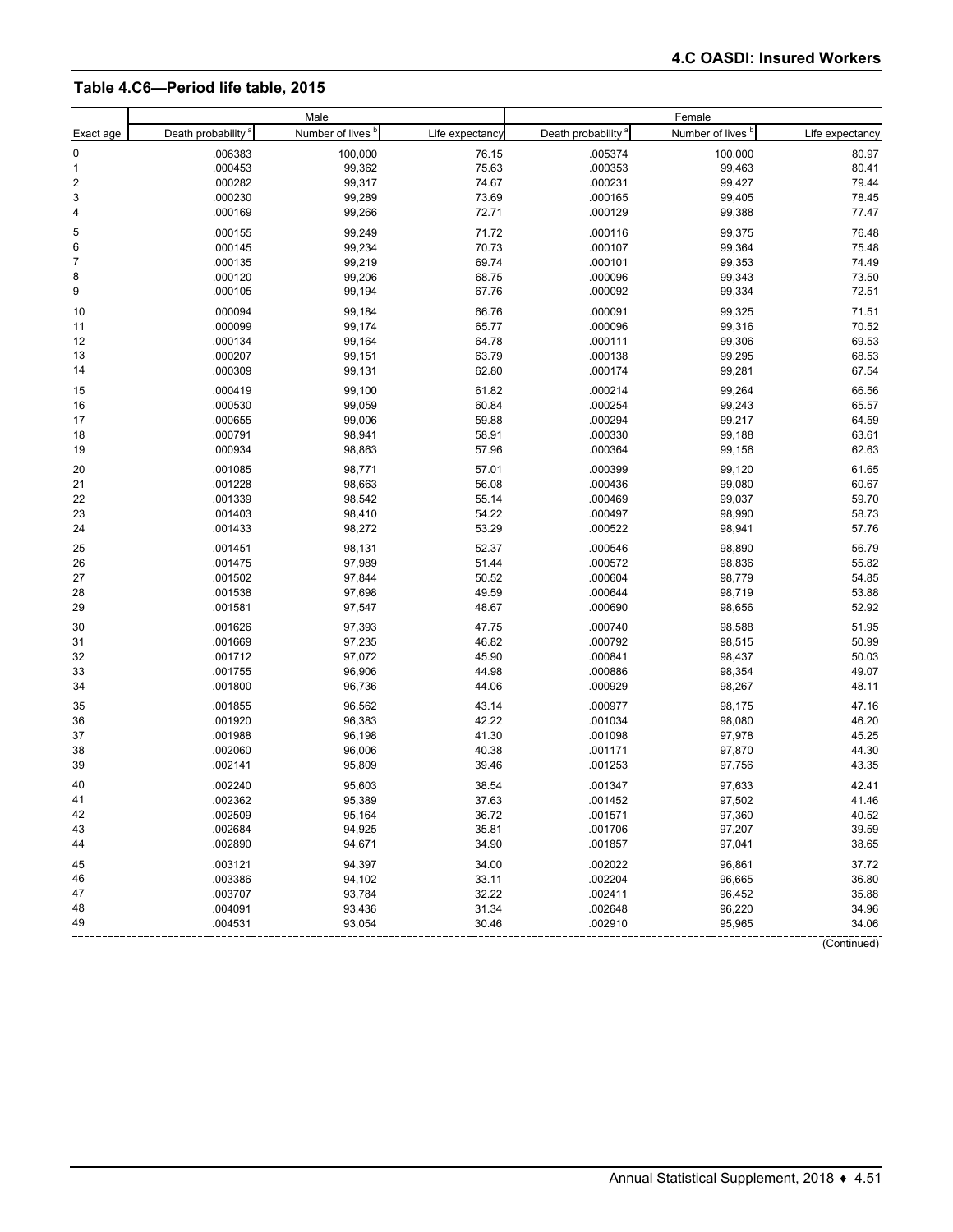## Table 4.C6—Period life table, 2015

| | Male | | | Female | | |
|---|---|---|---|---|---|---|
| Exact age | Death probability [a] | Number of lives [b] | Life expectancy | Death probability [a] | Number of lives [b] | Life expectancy |
| 0 | .006383 | 100,000 | 76.15 | .005374 | 100,000 | 80.97 |
| 1 | .000453 | 99,362 | 75.63 | .000353 | 99,463 | 80.41 |
| 2 | .000282 | 99,317 | 74.67 | .000231 | 99,427 | 79.44 |
| 3 | .000230 | 99,289 | 73.69 | .000165 | 99,405 | 78.45 |
| 4 | .000169 | 99,266 | 72.71 | .000129 | 99,388 | 77.47 |
| 5 | .000155 | 99,249 | 71.72 | .000116 | 99,375 | 76.48 |
| 6 | .000145 | 99,234 | 70.73 | .000107 | 99,364 | 75.48 |
| 7 | .000135 | 99,219 | 69.74 | .000101 | 99,353 | 74.49 |
| 8 | .000120 | 99,206 | 68.75 | .000096 | 99,343 | 73.50 |
| 9 | .000105 | 99,194 | 67.76 | .000092 | 99,334 | 72.51 |
| 10 | .000094 | 99,184 | 66.76 | .000091 | 99,325 | 71.51 |
| 11 | .000099 | 99,174 | 65.77 | .000096 | 99,316 | 70.52 |
| 12 | .000134 | 99,164 | 64.78 | .000111 | 99,306 | 69.53 |
| 13 | .000207 | 99,151 | 63.79 | .000138 | 99,295 | 68.53 |
| 14 | .000309 | 99,131 | 62.80 | .000174 | 99,281 | 67.54 |
| 15 | .000419 | 99,100 | 61.82 | .000214 | 99,264 | 66.56 |
| 16 | .000530 | 99,059 | 60.84 | .000254 | 99,243 | 65.57 |
| 17 | .000655 | 99,006 | 59.88 | .000294 | 99,217 | 64.59 |
| 18 | .000791 | 98,941 | 58.91 | .000330 | 99,188 | 63.61 |
| 19 | .000934 | 98,863 | 57.96 | .000364 | 99,156 | 62.63 |
| 20 | .001085 | 98,771 | 57.01 | .000399 | 99,120 | 61.65 |
| 21 | .001228 | 98,663 | 56.08 | .000436 | 99,080 | 60.67 |
| 22 | .001339 | 98,542 | 55.14 | .000469 | 99,037 | 59.70 |
| 23 | .001403 | 98,410 | 54.22 | .000497 | 98,990 | 58.73 |
| 24 | .001433 | 98,272 | 53.29 | .000522 | 98,941 | 57.76 |
| 25 | .001451 | 98,131 | 52.37 | .000546 | 98,890 | 56.79 |
| 26 | .001475 | 97,989 | 51.44 | .000572 | 98,836 | 55.82 |
| 27 | .001502 | 97,844 | 50.52 | .000604 | 98,779 | 54.85 |
| 28 | .001538 | 97,698 | 49.59 | .000644 | 98,719 | 53.88 |
| 29 | .001581 | 97,547 | 48.67 | .000690 | 98,656 | 52.92 |
| 30 | .001626 | 97,393 | 47.75 | .000740 | 98,588 | 51.95 |
| 31 | .001669 | 97,235 | 46.82 | .000792 | 98,515 | 50.99 |
| 32 | .001712 | 97,072 | 45.90 | .000841 | 98,437 | 50.03 |
| 33 | .001755 | 96,906 | 44.98 | .000886 | 98,354 | 49.07 |
| 34 | .001800 | 96,736 | 44.06 | .000929 | 98,267 | 48.11 |
| 35 | .001855 | 96,562 | 43.14 | .000977 | 98,175 | 47.16 |
| 36 | .001920 | 96,383 | 42.22 | .001034 | 98,080 | 46.20 |
| 37 | .001988 | 96,198 | 41.30 | .001098 | 97,978 | 45.25 |
| 38 | .002060 | 96,006 | 40.38 | .001171 | 97,870 | 44.30 |
| 39 | .002141 | 95,809 | 39.46 | .001253 | 97,756 | 43.35 |
| 40 | .002240 | 95,603 | 38.54 | .001347 | 97,633 | 42.41 |
| 41 | .002362 | 95,389 | 37.63 | .001452 | 97,502 | 41.46 |
| 42 | .002509 | 95,164 | 36.72 | .001571 | 97,360 | 40.52 |
| 43 | .002684 | 94,925 | 35.81 | .001706 | 97,207 | 39.59 |
| 44 | .002890 | 94,671 | 34.90 | .001857 | 97,041 | 38.65 |
| 45 | .003121 | 94,397 | 34.00 | .002022 | 96,861 | 37.72 |
| 46 | .003386 | 94,102 | 33.11 | .002204 | 96,665 | 36.80 |
| 47 | .003707 | 93,784 | 32.22 | .002411 | 96,452 | 35.88 |
| 48 | .004091 | 93,436 | 31.34 | .002648 | 96,220 | 34.96 |
| 49 | .004531 | 93,054 | 30.46 | .002910 | 95,965 | 34.06 |

(Continued)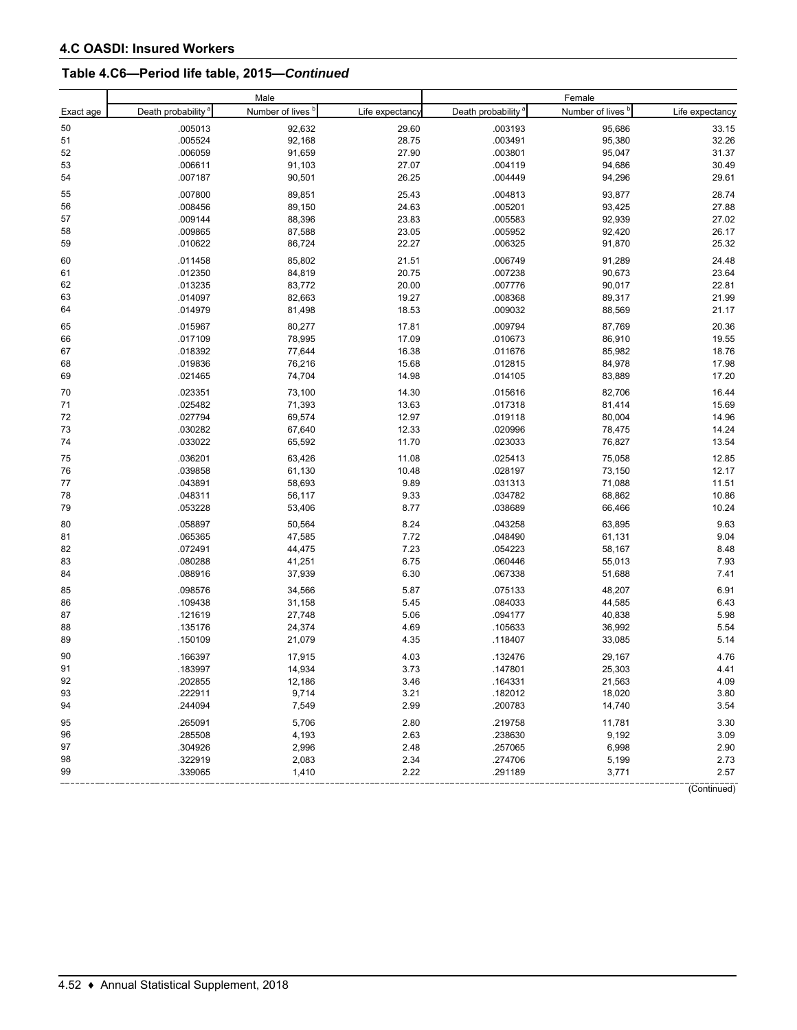## 4.C OASDI: Insured Workers

### Table 4.C6—Period life table, 2015—*Continued*

| | Male | | | Female | | |
|---|---|---|---|---|---|---|
| Exact age | Death probability [a] | Number of lives [b] | Life expectancy | Death probability [a] | Number of lives [b] | Life expectancy |
| 50 | .005013 | 92,632 | 29.60 | .003193 | 95,686 | 33.15 |
| 51 | .005524 | 92,168 | 28.75 | .003491 | 95,380 | 32.26 |
| 52 | .006059 | 91,659 | 27.90 | .003801 | 95,047 | 31.37 |
| 53 | .006611 | 91,103 | 27.07 | .004119 | 94,686 | 30.49 |
| 54 | .007187 | 90,501 | 26.25 | .004449 | 94,296 | 29.61 |
| 55 | .007800 | 89,851 | 25.43 | .004813 | 93,877 | 28.74 |
| 56 | .008456 | 89,150 | 24.63 | .005201 | 93,425 | 27.88 |
| 57 | .009144 | 88,396 | 23.83 | .005583 | 92,939 | 27.02 |
| 58 | .009865 | 87,588 | 23.05 | .005952 | 92,420 | 26.17 |
| 59 | .010622 | 86,724 | 22.27 | .006325 | 91,870 | 25.32 |
| 60 | .011458 | 85,802 | 21.51 | .006749 | 91,289 | 24.48 |
| 61 | .012350 | 84,819 | 20.75 | .007238 | 90,673 | 23.64 |
| 62 | .013235 | 83,772 | 20.00 | .007776 | 90,017 | 22.81 |
| 63 | .014097 | 82,663 | 19.27 | .008368 | 89,317 | 21.99 |
| 64 | .014979 | 81,498 | 18.53 | .009032 | 88,569 | 21.17 |
| 65 | .015967 | 80,277 | 17.81 | .009794 | 87,769 | 20.36 |
| 66 | .017109 | 78,995 | 17.09 | .010673 | 86,910 | 19.55 |
| 67 | .018392 | 77,644 | 16.38 | .011676 | 85,982 | 18.76 |
| 68 | .019836 | 76,216 | 15.68 | .012815 | 84,978 | 17.98 |
| 69 | .021465 | 74,704 | 14.98 | .014105 | 83,889 | 17.20 |
| 70 | .023351 | 73,100 | 14.30 | .015616 | 82,706 | 16.44 |
| 71 | .025482 | 71,393 | 13.63 | .017318 | 81,414 | 15.69 |
| 72 | .027794 | 69,574 | 12.97 | .019118 | 80,004 | 14.96 |
| 73 | .030282 | 67,640 | 12.33 | .020996 | 78,475 | 14.24 |
| 74 | .033022 | 65,592 | 11.70 | .023033 | 76,827 | 13.54 |
| 75 | .036201 | 63,426 | 11.08 | .025413 | 75,058 | 12.85 |
| 76 | .039858 | 61,130 | 10.48 | .028197 | 73,150 | 12.17 |
| 77 | .043891 | 58,693 | 9.89 | .031313 | 71,088 | 11.51 |
| 78 | .048311 | 56,117 | 9.33 | .034782 | 68,862 | 10.86 |
| 79 | .053228 | 53,406 | 8.77 | .038689 | 66,466 | 10.24 |
| 80 | .058897 | 50,564 | 8.24 | .043258 | 63,895 | 9.63 |
| 81 | .065365 | 47,585 | 7.72 | .048490 | 61,131 | 9.04 |
| 82 | .072491 | 44,475 | 7.23 | .054223 | 58,167 | 8.48 |
| 83 | .080288 | 41,251 | 6.75 | .060446 | 55,013 | 7.93 |
| 84 | .088916 | 37,939 | 6.30 | .067338 | 51,688 | 7.41 |
| 85 | .098576 | 34,566 | 5.87 | .075133 | 48,207 | 6.91 |
| 86 | .109438 | 31,158 | 5.45 | .084033 | 44,585 | 6.43 |
| 87 | .121619 | 27,748 | 5.06 | .094177 | 40,838 | 5.98 |
| 88 | .135176 | 24,374 | 4.69 | .105633 | 36,992 | 5.54 |
| 89 | .150109 | 21,079 | 4.35 | .118407 | 33,085 | 5.14 |
| 90 | .166397 | 17,915 | 4.03 | .132476 | 29,167 | 4.76 |
| 91 | .183997 | 14,934 | 3.73 | .147801 | 25,303 | 4.41 |
| 92 | .202855 | 12,186 | 3.46 | .164331 | 21,563 | 4.09 |
| 93 | .222911 | 9,714 | 3.21 | .182012 | 18,020 | 3.80 |
| 94 | .244094 | 7,549 | 2.99 | .200783 | 14,740 | 3.54 |
| 95 | .265091 | 5,706 | 2.80 | .219758 | 11,781 | 3.30 |
| 96 | .285508 | 4,193 | 2.63 | .238630 | 9,192 | 3.09 |
| 97 | .304926 | 2,996 | 2.48 | .257065 | 6,998 | 2.90 |
| 98 | .322919 | 2,083 | 2.34 | .274706 | 5,199 | 2.73 |
| 99 | .339065 | 1,410 | 2.22 | .291189 | 3,771 | 2.57 |

(Continued)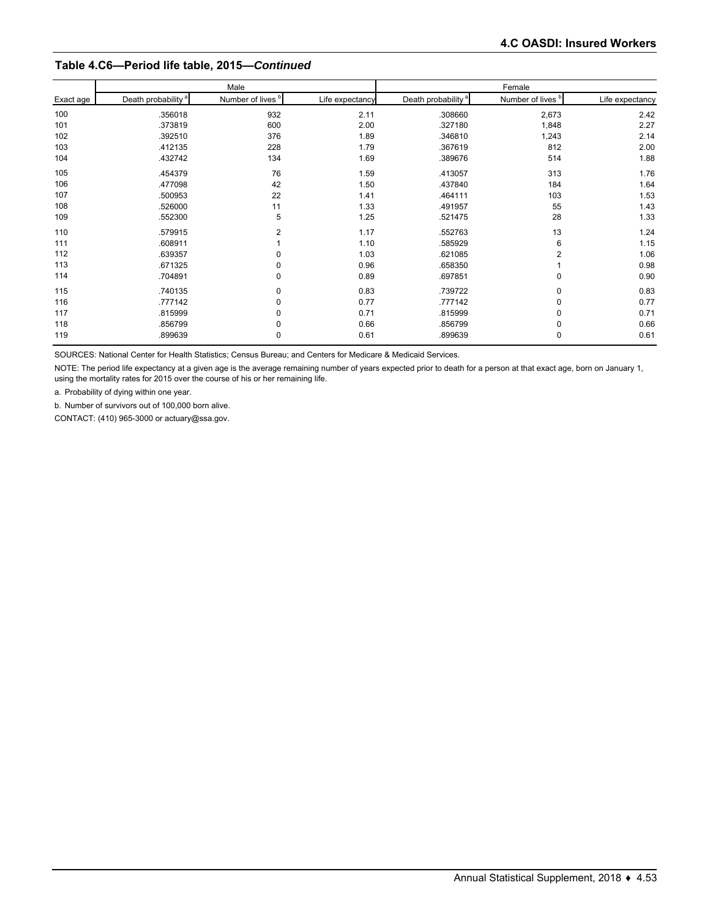## Table 4.C6—Period life table, 2015—*Continued*

| Exact age | Male | | | Female | | |
|---|---|---|---|---|---|---|
| | Death probability [a] | Number of lives [b] | Life expectancy | Death probability [a] | Number of lives [b] | Life expectancy |
| 100 | .356018 | 932 | 2.11 | .308660 | 2,673 | 2.42 |
| 101 | .373819 | 600 | 2.00 | .327180 | 1,848 | 2.27 |
| 102 | .392510 | 376 | 1.89 | .346810 | 1,243 | 2.14 |
| 103 | .412135 | 228 | 1.79 | .367619 | 812 | 2.00 |
| 104 | .432742 | 134 | 1.69 | .389676 | 514 | 1.88 |
| 105 | .454379 | 76 | 1.59 | .413057 | 313 | 1.76 |
| 106 | .477098 | 42 | 1.50 | .437840 | 184 | 1.64 |
| 107 | .500953 | 22 | 1.41 | .464111 | 103 | 1.53 |
| 108 | .526000 | 11 | 1.33 | .491957 | 55 | 1.43 |
| 109 | .552300 | 5 | 1.25 | .521475 | 28 | 1.33 |
| 110 | .579915 | 2 | 1.17 | .552763 | 13 | 1.24 |
| 111 | .608911 | 1 | 1.10 | .585929 | 6 | 1.15 |
| 112 | .639357 | 0 | 1.03 | .621085 | 2 | 1.06 |
| 113 | .671325 | 0 | 0.96 | .658350 | 1 | 0.98 |
| 114 | .704891 | 0 | 0.89 | .697851 | 0 | 0.90 |
| 115 | .740135 | 0 | 0.83 | .739722 | 0 | 0.83 |
| 116 | .777142 | 0 | 0.77 | .777142 | 0 | 0.77 |
| 117 | .815999 | 0 | 0.71 | .815999 | 0 | 0.71 |
| 118 | .856799 | 0 | 0.66 | .856799 | 0 | 0.66 |
| 119 | .899639 | 0 | 0.61 | .899639 | 0 | 0.61 |

SOURCES: National Center for Health Statistics; Census Bureau; and Centers for Medicare & Medicaid Services.

NOTE: The period life expectancy at a given age is the average remaining number of years expected prior to death for a person at that exact age, born on January 1, using the mortality rates for 2015 over the course of his or her remaining life.

a. Probability of dying within one year.

b. Number of survivors out of 100,000 born alive.

CONTACT: (410) 965-3000 or actuary@ssa.gov.